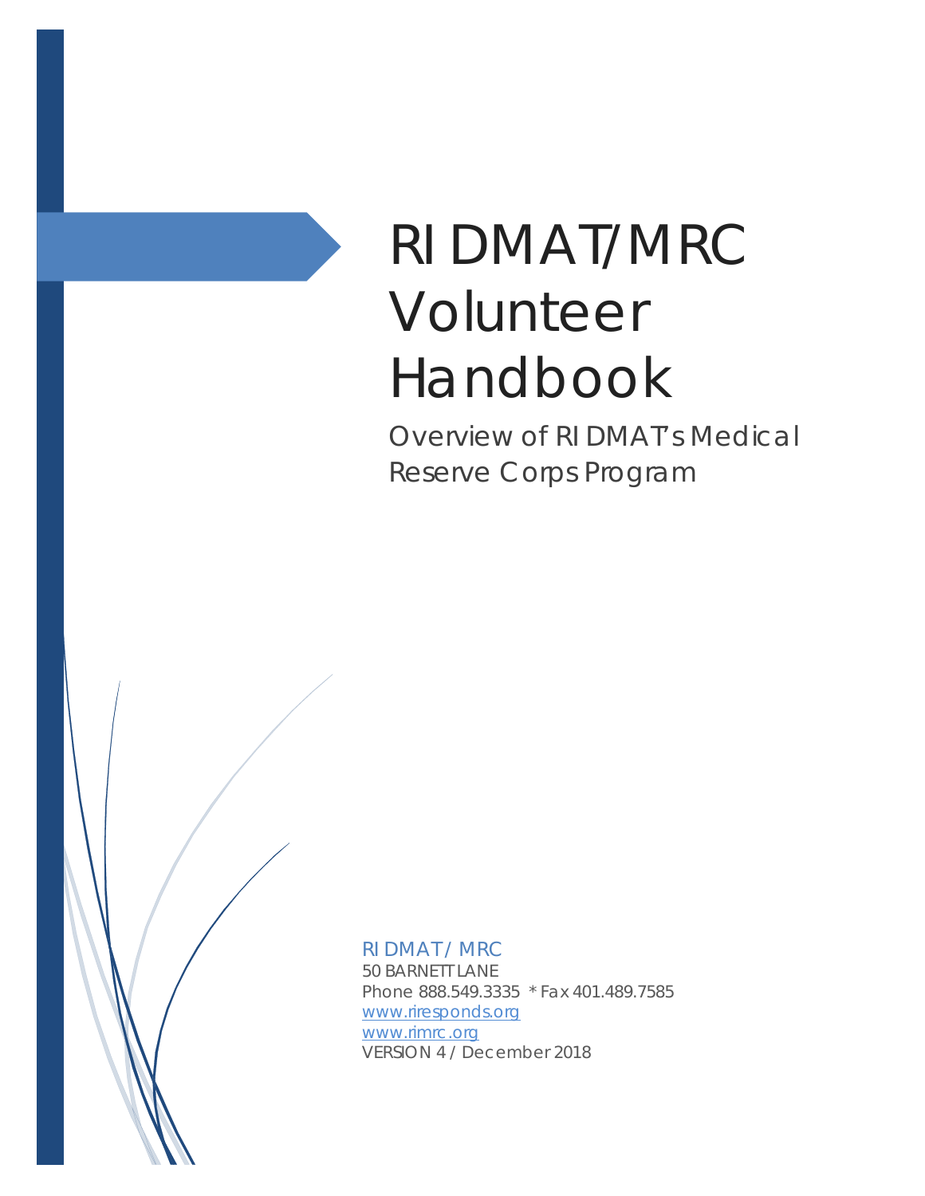# RIDMAT/MRC Volunteer Handbook

Overview of RIDMAT's Medical Reserve Corps Program

RIDMAT / MRC
50 BARNETT LANE
Phone 888.549.3335 * Fax 401.489.7585
www.riresponds.org
www.rimrc.org
VERSION 4 / December 2018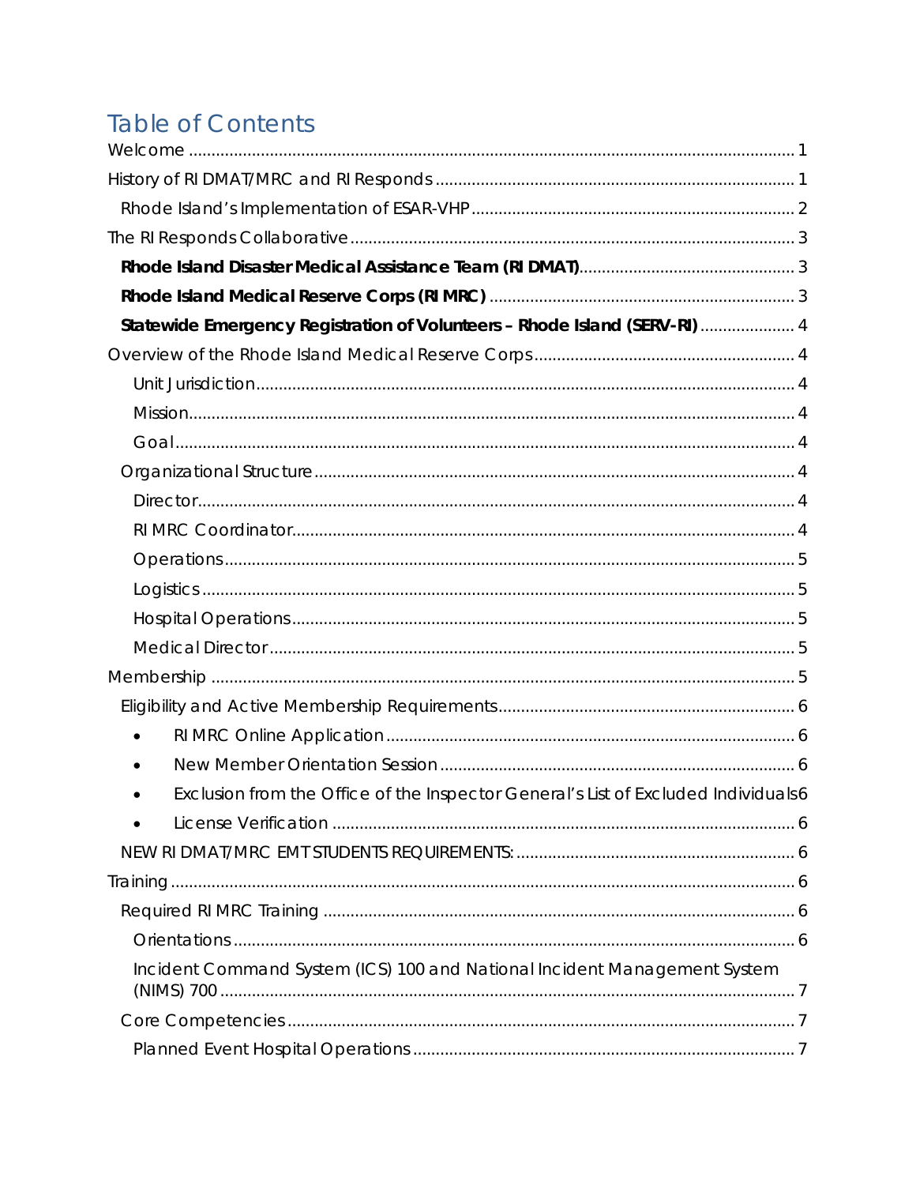# Table of Contents

Welcome ........................................................................................................................ 1

History of RI DMAT/MRC and RI Responds ................................................................................. 1

- Rhode Island's Implementation of ESAR-VHP ......................................................................... 2

The RI Responds Collaborative .................................................................................................. 3

- **Rhode Island Disaster Medical Assistance Team (RI DMAT)** ................................................ 3
- **Rhode Island Medical Reserve Corps (RI MRC)** .................................................................... 3
- **Statewide Emergency Registration of Volunteers – Rhode Island (SERV-RI)** ..................... 4

Overview of the Rhode Island Medical Reserve Corps ........................................................... 4

- Unit Jurisdiction ........................................................................................................ 4
- Mission ...................................................................................................................... 4
- Goal .......................................................................................................................... 4
- Organizational Structure ............................................................................................ 4
  - Director ..................................................................................................................... 4
  - RI MRC Coordinator ................................................................................................. 4
  - Operations ................................................................................................................ 5
  - Logistics .................................................................................................................... 5
  - Hospital Operations ................................................................................................. 5
  - Medical Director ....................................................................................................... 5

Membership ................................................................................................................................ 5

- Eligibility and Active Membership Requirements ................................................................ 6
  - RI MRC Online Application ........................................................................................... 6
  - New Member Orientation Session ................................................................................ 6
  - Exclusion from the Office of the Inspector General's List of Excluded Individuals 6
  - License Verification ....................................................................................................... 6
- NEW RI DMAT/MRC EMT STUDENTS REQUIREMENTS: .............................................................. 6

Training ........................................................................................................................................ 6

- Required RI MRC Training ......................................................................................................... 6
  - Orientations ............................................................................................................................ 6
  - Incident Command System (ICS) 100 and National Incident Management System (NIMS) 700 ......................................................................................................................... 7
- Core Competencies ................................................................................................................... 7
  - Planned Event Hospital Operations ...................................................................................... 7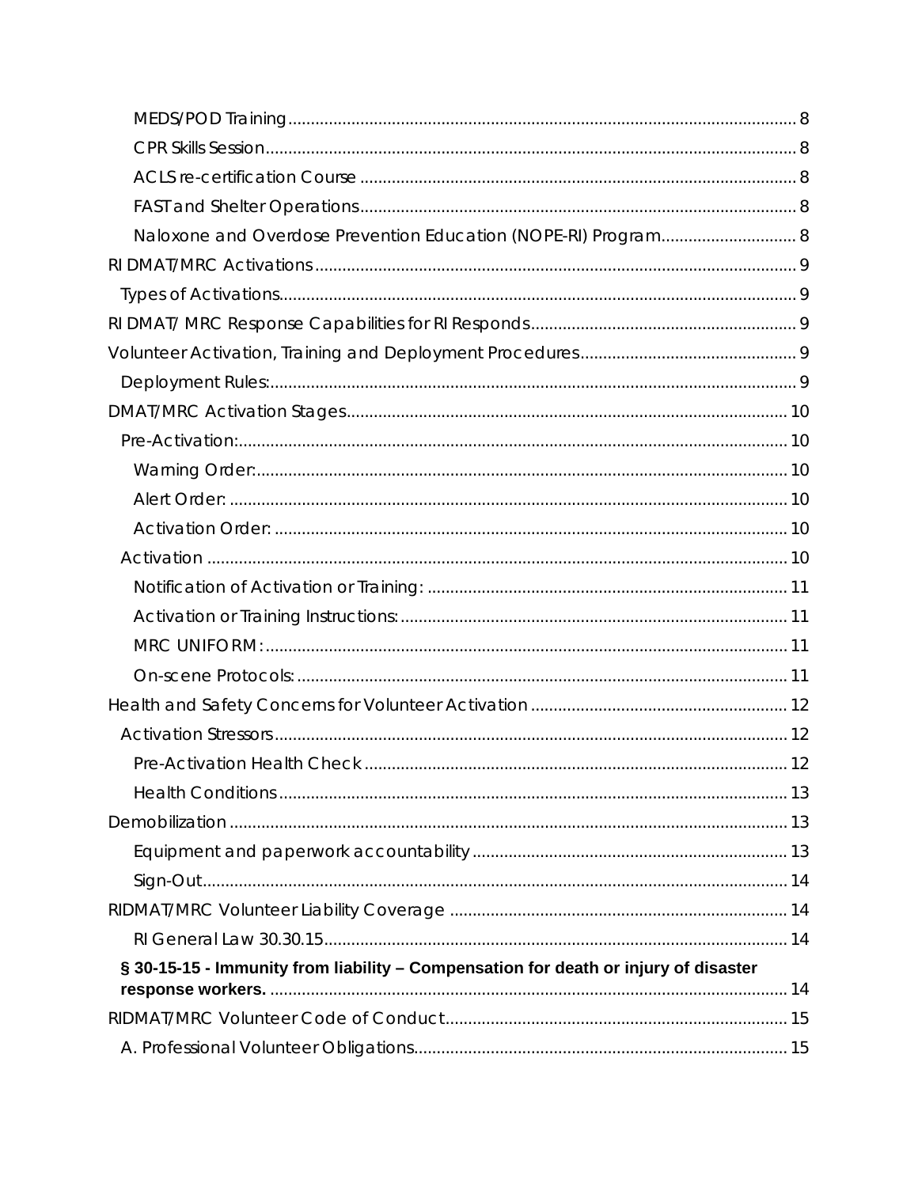MEDS/POD Training ..... 8

CPR Skills Session ..... 8

ACLS re-certification Course ..... 8

FAST and Shelter Operations ..... 8

Naloxone and Overdose Prevention Education (NOPE-RI) Program ..... 8

RI DMAT/MRC Activations ..... 9

Types of Activations ..... 9

RI DMAT/ MRC Response Capabilities for RI Responds ..... 9

Volunteer Activation, Training and Deployment Procedures ..... 9

Deployment Rules: ..... 9

DMAT/MRC Activation Stages ..... 10

Pre-Activation: ..... 10

Warning Order: ..... 10

Alert Order: ..... 10

Activation Order: ..... 10

Activation ..... 10

Notification of Activation or Training: ..... 11

Activation or Training Instructions: ..... 11

MRC UNIFORM: ..... 11

On-scene Protocols: ..... 11

Health and Safety Concerns for Volunteer Activation ..... 12

Activation Stressors ..... 12

Pre-Activation Health Check ..... 12

Health Conditions ..... 13

Demobilization ..... 13

Equipment and paperwork accountability ..... 13

Sign-Out ..... 14

RIDMAT/MRC Volunteer Liability Coverage ..... 14

RI General Law 30.30.15 ..... 14

**§ 30-15-15 - Immunity from liability – Compensation for death or injury of disaster response workers.** ..... 14

RIDMAT/MRC Volunteer Code of Conduct ..... 15

A. Professional Volunteer Obligations ..... 15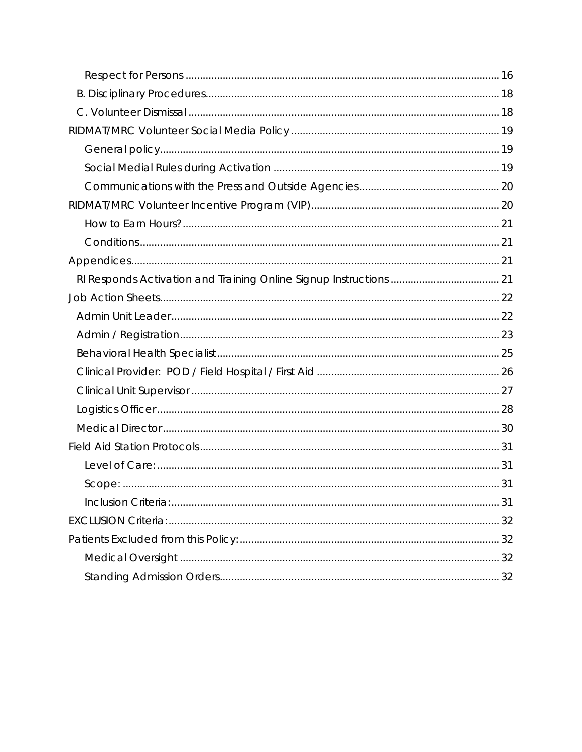Respect for Persons ............................................................................................................ 16

B. Disciplinary Procedures...................................................................................................... 18

C. Volunteer Dismissal ........................................................................................................... 18

RIDMAT/MRC Volunteer Social Media Policy ........................................................................ 19

General policy...................................................................................................................... 19

Social Medial Rules during Activation .............................................................................. 19

Communications with the Press and Outside Agencies................................................. 20

RIDMAT/MRC Volunteer Incentive Program (VIP)................................................................. 20

How to Earn Hours?............................................................................................................. 21

Conditions............................................................................................................................ 21

Appendices............................................................................................................................... 21

RI Responds Activation and Training Online Signup Instructions ...................................... 21

Job Action Sheets..................................................................................................................... 22

Admin Unit Leader................................................................................................................. 22

Admin / Registration.............................................................................................................. 23

Behavioral Health Specialist.................................................................................................. 25

Clinical Provider: POD / Field Hospital / First Aid ............................................................... 26

Clinical Unit Supervisor.......................................................................................................... 27

Logistics Officer....................................................................................................................... 28

Medical Director..................................................................................................................... 30

Field Aid Station Protocols....................................................................................................... 31

Level of Care: ....................................................................................................................... 31

Scope: .................................................................................................................................. 31

Inclusion Criteria:.................................................................................................................. 31

EXCLUSION Criteria:.................................................................................................................. 32

Patients Excluded from this Policy:.......................................................................................... 32

Medical Oversight ............................................................................................................... 32

Standing Admission Orders................................................................................................. 32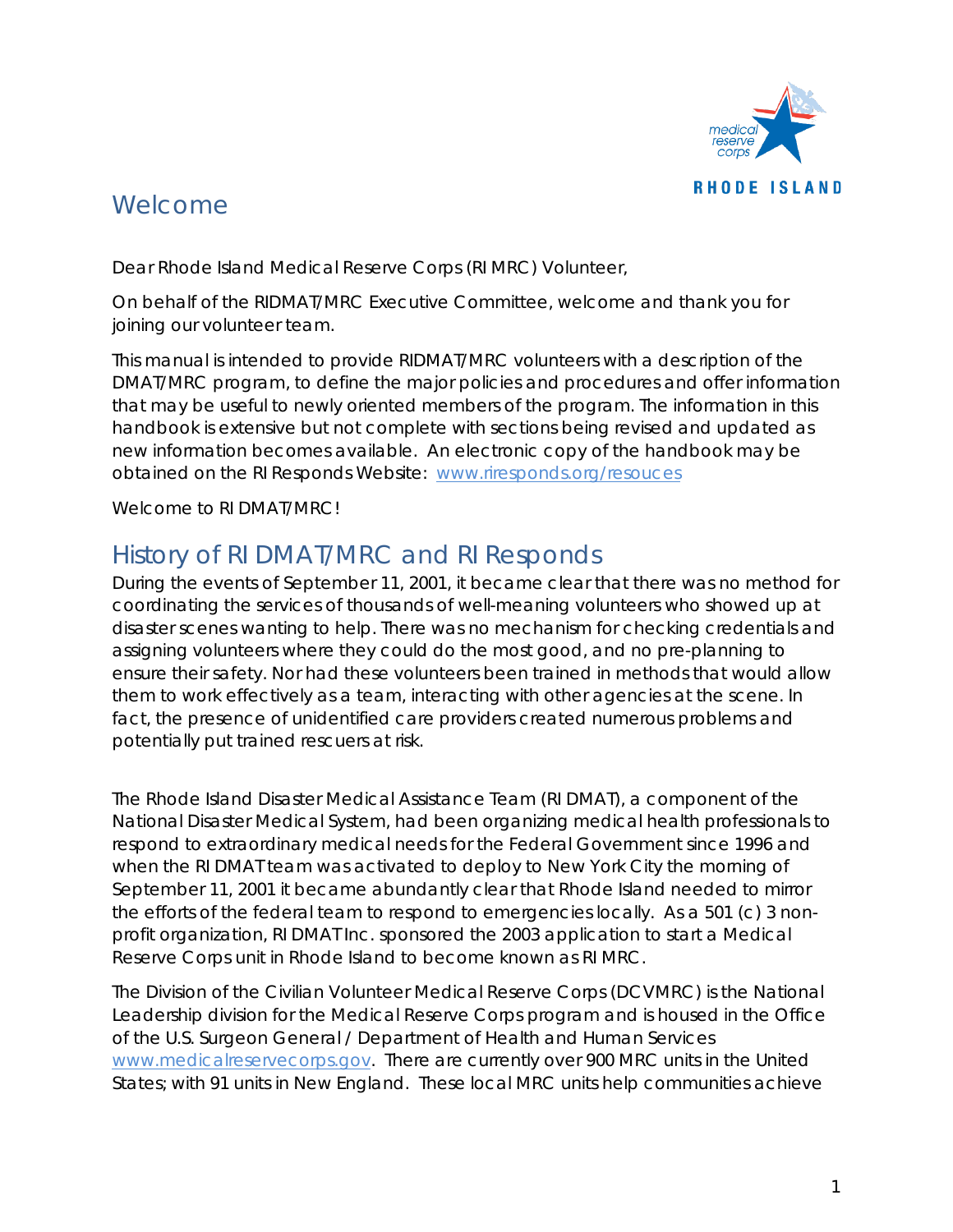# Welcome

Dear Rhode Island Medical Reserve Corps (RI MRC) Volunteer,

On behalf of the RIDMAT/MRC Executive Committee, welcome and thank you for joining our volunteer team.

This manual is intended to provide RIDMAT/MRC volunteers with a description of the DMAT/MRC program, to define the major policies and procedures and offer information that may be useful to newly oriented members of the program. The information in this handbook is extensive but not complete with sections being revised and updated as new information becomes available. An electronic copy of the handbook may be obtained on the RI Responds Website: [www.riresponds.org/resouces](www.riresponds.org/resouces)

Welcome to RI DMAT/MRC!

# History of RI DMAT/MRC and RI Responds

During the events of September 11, 2001, it became clear that there was no method for coordinating the services of thousands of well-meaning volunteers who showed up at disaster scenes wanting to help. There was no mechanism for checking credentials and assigning volunteers where they could do the most good, and no pre-planning to ensure their safety. Nor had these volunteers been trained in methods that would allow them to work effectively as a team, interacting with other agencies at the scene. In fact, the presence of unidentified care providers created numerous problems and potentially put trained rescuers at risk.

The Rhode Island Disaster Medical Assistance Team (RI DMAT), a component of the National Disaster Medical System, had been organizing medical health professionals to respond to extraordinary medical needs for the Federal Government since 1996 and when the RI DMAT team was activated to deploy to New York City the morning of September 11, 2001 it became abundantly clear that Rhode Island needed to mirror the efforts of the federal team to respond to emergencies locally. As a 501 (c) 3 non-profit organization, RI DMAT Inc. sponsored the 2003 application to start a Medical Reserve Corps unit in Rhode Island to become known as RI MRC.

The Division of the Civilian Volunteer Medical Reserve Corps (DCVMRC) is the National Leadership division for the Medical Reserve Corps program and is housed in the Office of the U.S. Surgeon General / Department of Health and Human Services [www.medicalreservecorps.gov](www.medicalreservecorps.gov). There are currently over 900 MRC units in the United States; with 91 units in New England. These local MRC units help communities achieve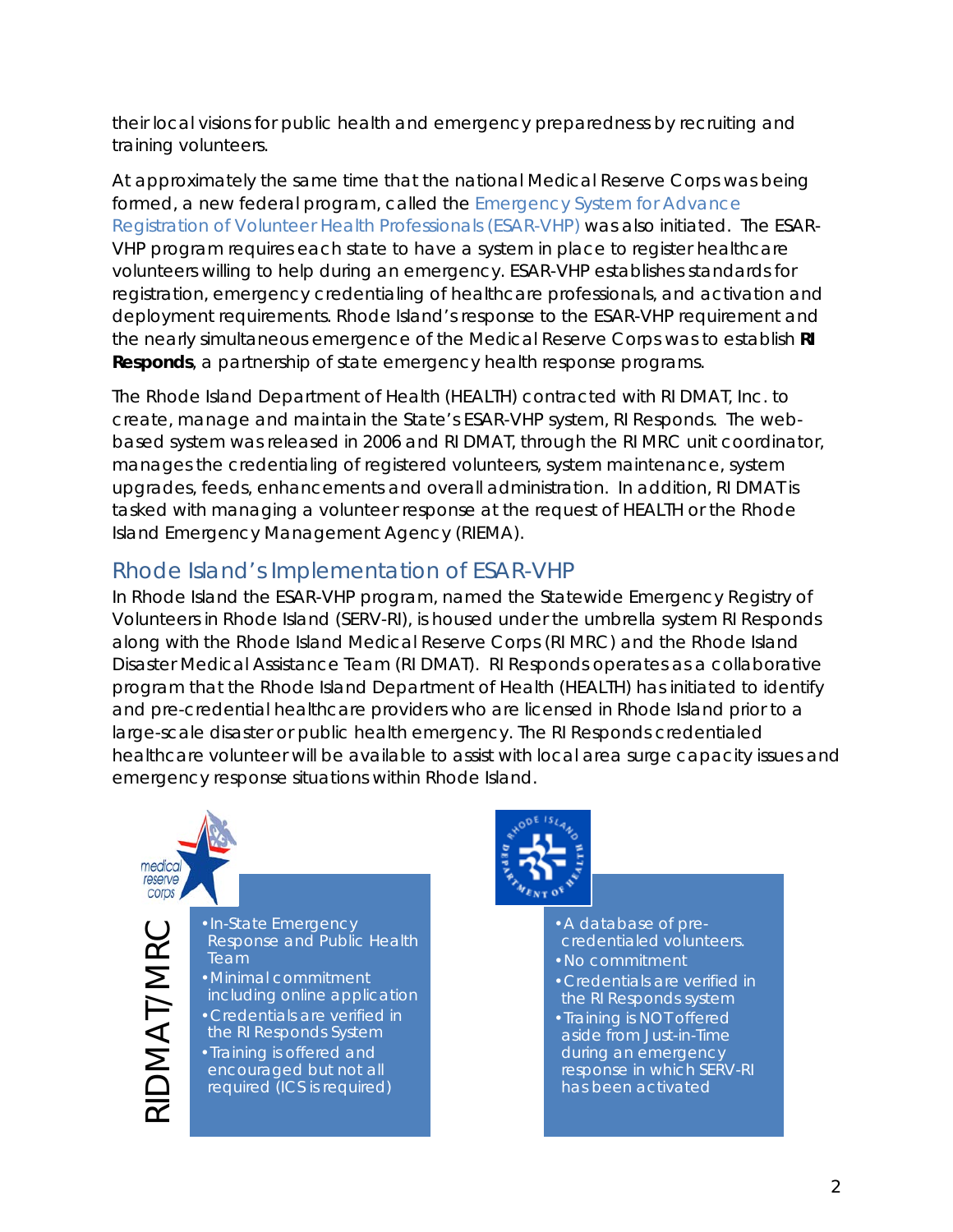their local visions for public health and emergency preparedness by recruiting and training volunteers.

At approximately the same time that the national Medical Reserve Corps was being formed, a new federal program, called the Emergency System for Advance Registration of Volunteer Health Professionals (ESAR-VHP) was also initiated. The ESAR-VHP program requires each state to have a system in place to register healthcare volunteers willing to help during an emergency. ESAR-VHP establishes standards for registration, emergency credentialing of healthcare professionals, and activation and deployment requirements. Rhode Island's response to the ESAR-VHP requirement and the nearly simultaneous emergence of the Medical Reserve Corps was to establish **RI Responds**, a partnership of state emergency health response programs.

The Rhode Island Department of Health (HEALTH) contracted with RI DMAT, Inc. to create, manage and maintain the State's ESAR-VHP system, RI Responds. The web-based system was released in 2006 and RI DMAT, through the RI MRC unit coordinator, manages the credentialing of registered volunteers, system maintenance, system upgrades, feeds, enhancements and overall administration. In addition, RI DMAT is tasked with managing a volunteer response at the request of HEALTH or the Rhode Island Emergency Management Agency (RIEMA).

## Rhode Island's Implementation of ESAR-VHP

In Rhode Island the ESAR-VHP program, named the Statewide Emergency Registry of Volunteers in Rhode Island (SERV-RI), is housed under the umbrella system RI Responds along with the Rhode Island Medical Reserve Corps (RI MRC) and the Rhode Island Disaster Medical Assistance Team (RI DMAT). RI Responds operates as a collaborative program that the Rhode Island Department of Health (HEALTH) has initiated to identify and pre-credential healthcare providers who are licensed in Rhode Island prior to a large-scale disaster or public health emergency. The RI Responds credentialed healthcare volunteer will be available to assist with local area surge capacity issues and emergency response situations within Rhode Island.

**RIDMAT/MRC**

- In-State Emergency Response and Public Health Team
- Minimal commitment including online application
- Credentials are verified in the RI Responds System
- Training is offered and encouraged but not all required (ICS is required)

**SERV-RI**

- A database of pre-credentialed volunteers.
- No commitment
- Credentials are verified in the RI Responds system
- Training is NOT offered aside from Just-in-Time during an emergency response in which SERV-RI has been activated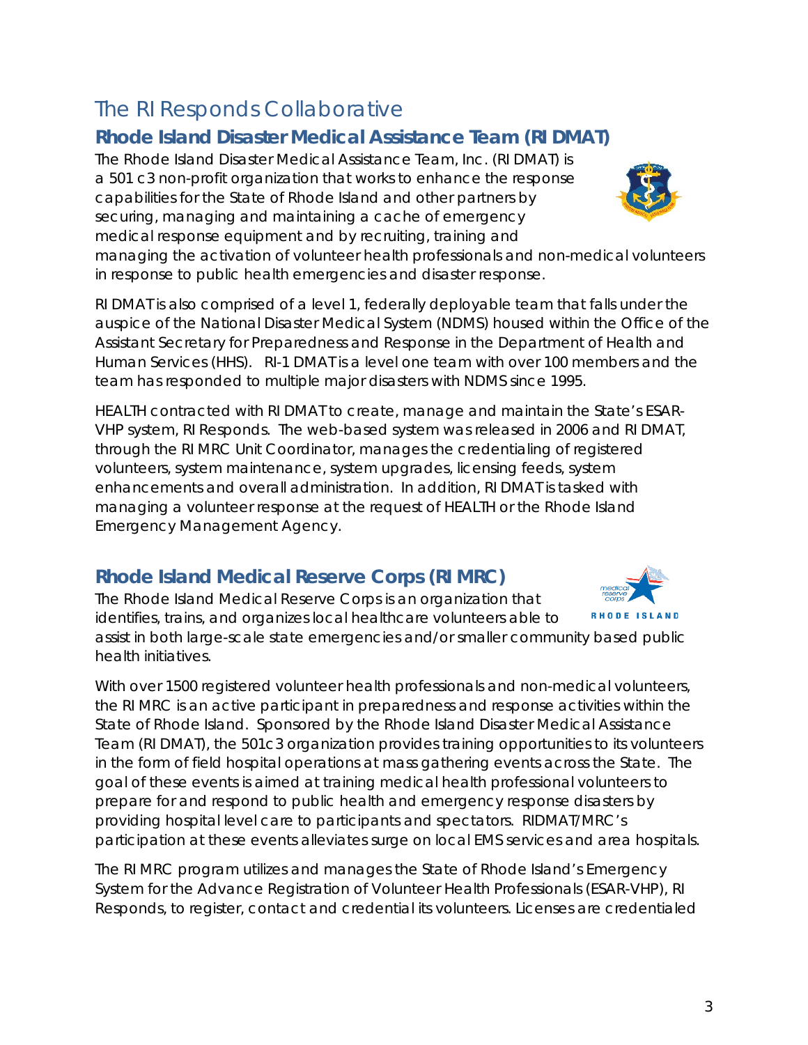# The RI Responds Collaborative

## Rhode Island Disaster Medical Assistance Team (RI DMAT)

The Rhode Island Disaster Medical Assistance Team, Inc. (RI DMAT) is a 501 c3 non-profit organization that works to enhance the response capabilities for the State of Rhode Island and other partners by securing, managing and maintaining a cache of emergency medical response equipment and by recruiting, training and managing the activation of volunteer health professionals and non-medical volunteers in response to public health emergencies and disaster response.

RI DMAT is also comprised of a level 1, federally deployable team that falls under the auspice of the National Disaster Medical System (NDMS) housed within the Office of the Assistant Secretary for Preparedness and Response in the Department of Health and Human Services (HHS). RI-1 DMAT is a level one team with over 100 members and the team has responded to multiple major disasters with NDMS since 1995.

HEALTH contracted with RI DMAT to create, manage and maintain the State's ESAR-VHP system, RI Responds. The web-based system was released in 2006 and RI DMAT, through the RI MRC Unit Coordinator, manages the credentialing of registered volunteers, system maintenance, system upgrades, licensing feeds, system enhancements and overall administration. In addition, RI DMAT is tasked with managing a volunteer response at the request of HEALTH or the Rhode Island Emergency Management Agency.

## Rhode Island Medical Reserve Corps (RI MRC)

The Rhode Island Medical Reserve Corps is an organization that identifies, trains, and organizes local healthcare volunteers able to assist in both large-scale state emergencies and/or smaller community based public health initiatives.

With over 1500 registered volunteer health professionals and non-medical volunteers, the RI MRC is an active participant in preparedness and response activities within the State of Rhode Island. Sponsored by the Rhode Island Disaster Medical Assistance Team (RI DMAT), the 501c3 organization provides training opportunities to its volunteers in the form of field hospital operations at mass gathering events across the State. The goal of these events is aimed at training medical health professional volunteers to prepare for and respond to public health and emergency response disasters by providing hospital level care to participants and spectators. RIDMAT/MRC's participation at these events alleviates surge on local EMS services and area hospitals.

The RI MRC program utilizes and manages the State of Rhode Island's Emergency System for the Advance Registration of Volunteer Health Professionals (ESAR-VHP), RI Responds, to register, contact and credential its volunteers. Licenses are credentialed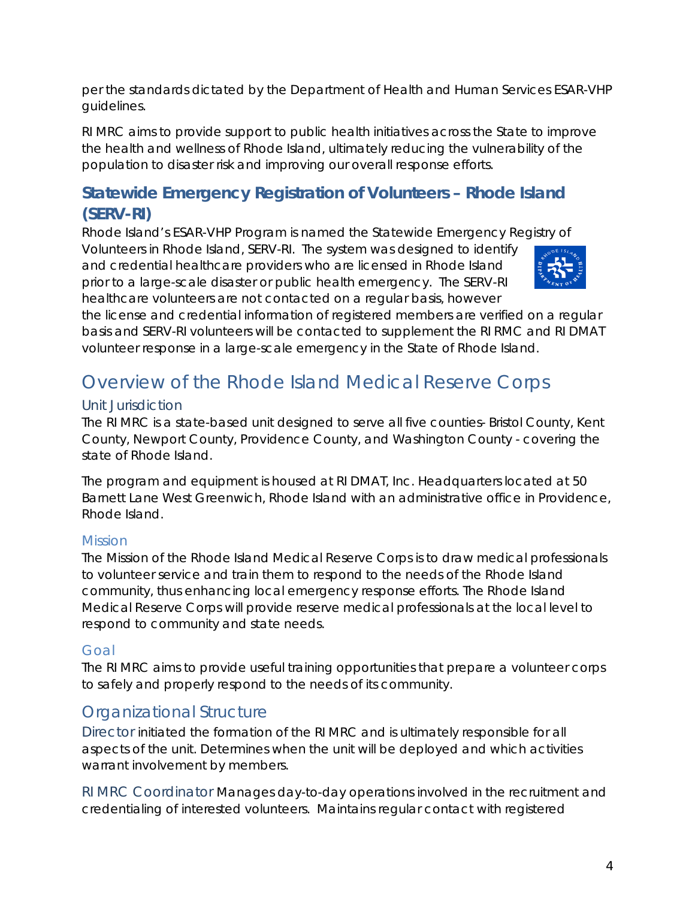per the standards dictated by the Department of Health and Human Services ESAR-VHP guidelines.

RI MRC aims to provide support to public health initiatives across the State to improve the health and wellness of Rhode Island, ultimately reducing the vulnerability of the population to disaster risk and improving our overall response efforts.

### Statewide Emergency Registration of Volunteers – Rhode Island (SERV-RI)

Rhode Island's ESAR-VHP Program is named the Statewide Emergency Registry of Volunteers in Rhode Island, SERV-RI. The system was designed to identify and credential healthcare providers who are licensed in Rhode Island prior to a large-scale disaster or public health emergency. The SERV-RI healthcare volunteers are not contacted on a regular basis, however the license and credential information of registered members are verified on a regular basis and SERV-RI volunteers will be contacted to supplement the RI RMC and RI DMAT volunteer response in a large-scale emergency in the State of Rhode Island.

## Overview of the Rhode Island Medical Reserve Corps

### Unit Jurisdiction

The RI MRC is a state-based unit designed to serve all five counties- Bristol County, Kent County, Newport County, Providence County, and Washington County - covering the state of Rhode Island.

The program and equipment is housed at RI DMAT, Inc. Headquarters located at 50 Barnett Lane West Greenwich, Rhode Island with an administrative office in Providence, Rhode Island.

### Mission

The Mission of the Rhode Island Medical Reserve Corps is to draw medical professionals to volunteer service and train them to respond to the needs of the Rhode Island community, thus enhancing local emergency response efforts. The Rhode Island Medical Reserve Corps will provide reserve medical professionals at the local level to respond to community and state needs.

### Goal

The RI MRC aims to provide useful training opportunities that prepare a volunteer corps to safely and properly respond to the needs of its community.

## Organizational Structure

**Director** initiated the formation of the RI MRC and is ultimately responsible for all aspects of the unit. Determines when the unit will be deployed and which activities warrant involvement by members.

**RI MRC Coordinator** Manages day-to-day operations involved in the recruitment and credentialing of interested volunteers. Maintains regular contact with registered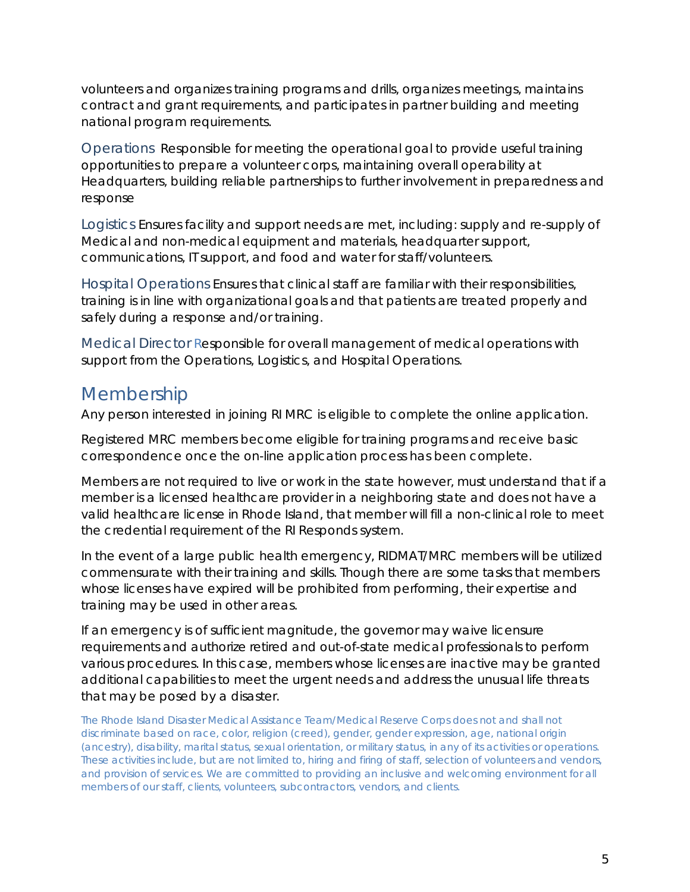volunteers and organizes training programs and drills, organizes meetings, maintains contract and grant requirements, and participates in partner building and meeting national program requirements.

Operations Responsible for meeting the operational goal to provide useful training opportunities to prepare a volunteer corps, maintaining overall operability at Headquarters, building reliable partnerships to further involvement in preparedness and response

Logistics Ensures facility and support needs are met, including: supply and re-supply of Medical and non-medical equipment and materials, headquarter support, communications, IT support, and food and water for staff/volunteers.

Hospital Operations Ensures that clinical staff are familiar with their responsibilities, training is in line with organizational goals and that patients are treated properly and safely during a response and/or training.

Medical Director Responsible for overall management of medical operations with support from the Operations, Logistics, and Hospital Operations.

## Membership

Any person interested in joining RI MRC is eligible to complete the online application.

Registered MRC members become eligible for training programs and receive basic correspondence once the on-line application process has been complete.

Members are not required to live or work in the state however, must understand that if a member is a licensed healthcare provider in a neighboring state and does not have a valid healthcare license in Rhode Island, that member will fill a non-clinical role to meet the credential requirement of the RI Responds system.

In the event of a large public health emergency, RIDMAT/MRC members will be utilized commensurate with their training and skills. Though there are some tasks that members whose licenses have expired will be prohibited from performing, their expertise and training may be used in other areas.

If an emergency is of sufficient magnitude, the governor may waive licensure requirements and authorize retired and out-of-state medical professionals to perform various procedures. In this case, members whose licenses are inactive may be granted additional capabilities to meet the urgent needs and address the unusual life threats that may be posed by a disaster.

The Rhode Island Disaster Medical Assistance Team/Medical Reserve Corps does not and shall not discriminate based on race, color, religion (creed), gender, gender expression, age, national origin (ancestry), disability, marital status, sexual orientation, or military status, in any of its activities or operations. These activities include, but are not limited to, hiring and firing of staff, selection of volunteers and vendors, and provision of services. We are committed to providing an inclusive and welcoming environment for all members of our staff, clients, volunteers, subcontractors, vendors, and clients.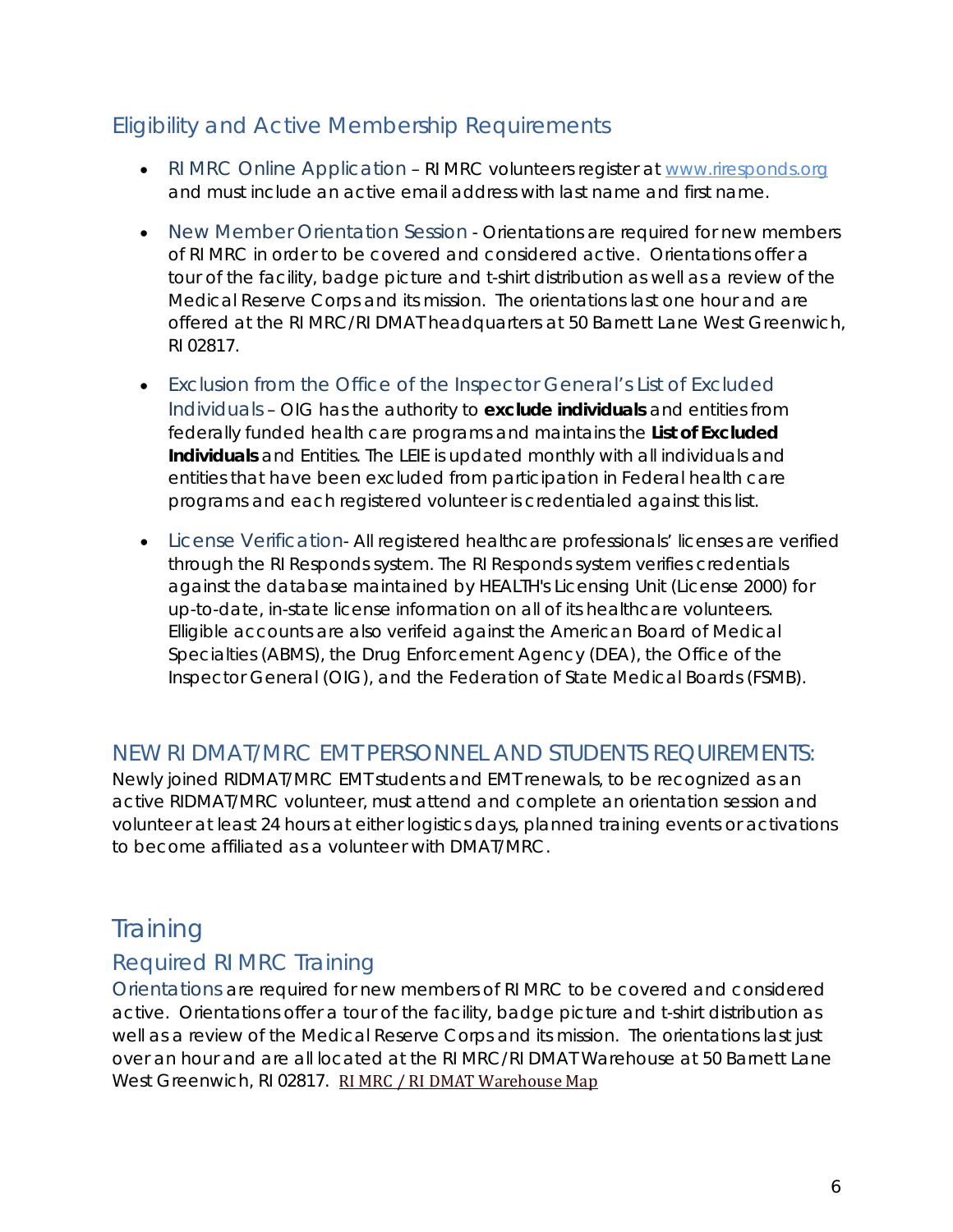## Eligibility and Active Membership Requirements

- RI MRC Online Application – RI MRC volunteers register at www.riresponds.org and must include an active email address with last name and first name.
- New Member Orientation Session - Orientations are required for new members of RI MRC in order to be covered and considered active. Orientations offer a tour of the facility, badge picture and t-shirt distribution as well as a review of the Medical Reserve Corps and its mission. The orientations last one hour and are offered at the RI MRC/RI DMAT headquarters at 50 Barnett Lane West Greenwich, RI 02817.
- Exclusion from the Office of the Inspector General's List of Excluded Individuals – OIG has the authority to **exclude individuals** and entities from federally funded health care programs and maintains the **List of Excluded Individuals** and Entities. The LEIE is updated monthly with all individuals and entities that have been excluded from participation in Federal health care programs and each registered volunteer is credentialed against this list.
- License Verification- All registered healthcare professionals' licenses are verified through the RI Responds system. The RI Responds system verifies credentials against the database maintained by HEALTH's Licensing Unit (License 2000) for up-to-date, in-state license information on all of its healthcare volunteers. Elligible accounts are also verifeid against the American Board of Medical Specialties (ABMS), the Drug Enforcement Agency (DEA), the Office of the Inspector General (OIG), and the Federation of State Medical Boards (FSMB).

### NEW RI DMAT/MRC EMT PERSONNEL AND STUDENTS REQUIREMENTS:

Newly joined RIDMAT/MRC EMT students and EMT renewals, to be recognized as an active RIDMAT/MRC volunteer, must attend and complete an orientation session and volunteer at least 24 hours at either logistics days, planned training events or activations to become affiliated as a volunteer with DMAT/MRC.

# Training

## Required RI MRC Training

Orientations are required for new members of RI MRC to be covered and considered active. Orientations offer a tour of the facility, badge picture and t-shirt distribution as well as a review of the Medical Reserve Corps and its mission. The orientations last just over an hour and are all located at the RI MRC/RI DMAT Warehouse at 50 Barnett Lane West Greenwich, RI 02817. RI MRC / RI DMAT Warehouse Map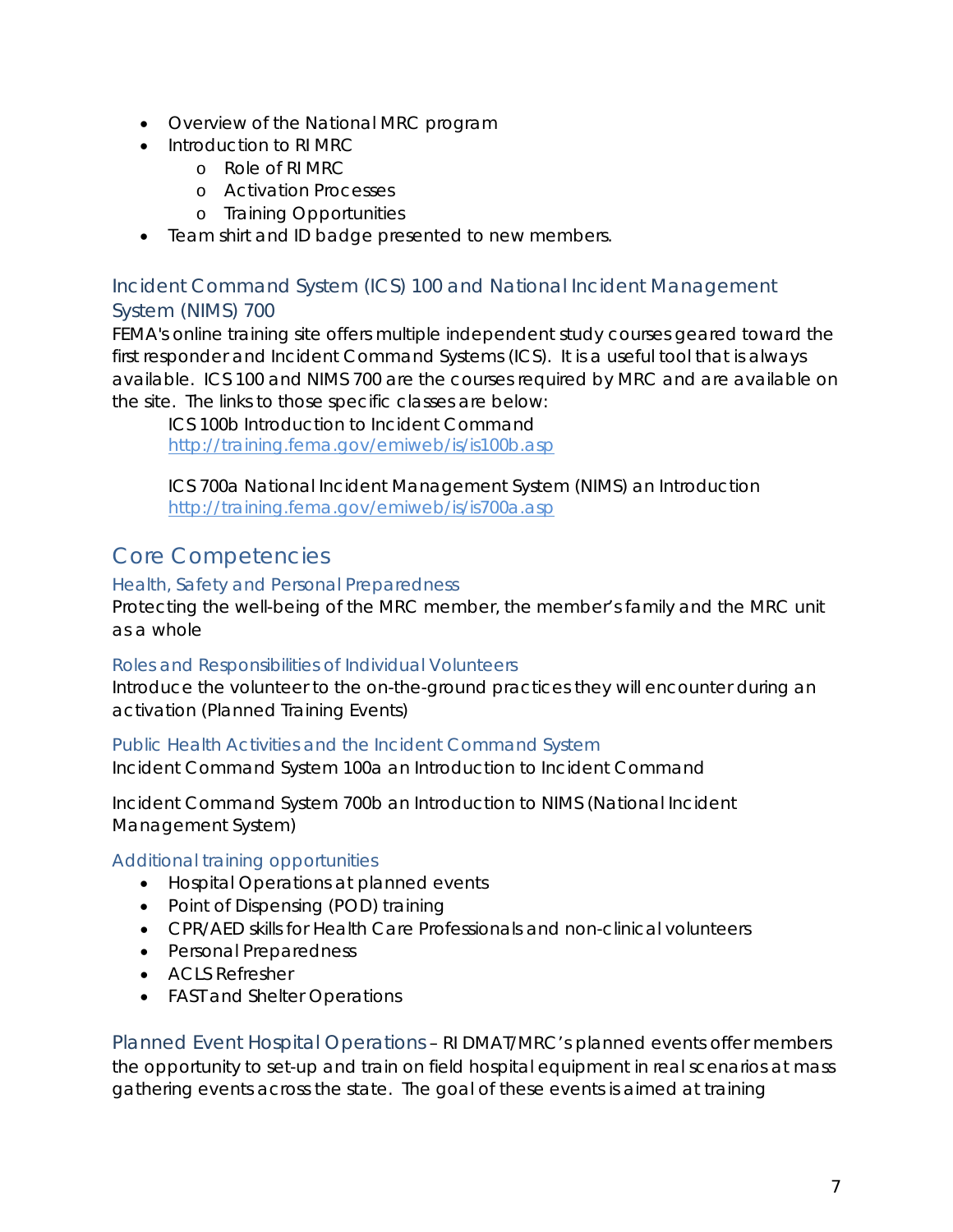- Overview of the National MRC program
- Introduction to RI MRC
  - Role of RI MRC
  - Activation Processes
  - Training Opportunities
- Team shirt and ID badge presented to new members.

### Incident Command System (ICS) 100 and National Incident Management System (NIMS) 700

FEMA's online training site offers multiple independent study courses geared toward the first responder and Incident Command Systems (ICS). It is a useful tool that is always available. ICS 100 and NIMS 700 are the courses required by MRC and are available on the site. The links to those specific classes are below:

ICS 100b Introduction to Incident Command
http://training.fema.gov/emiweb/is/is100b.asp

ICS 700a National Incident Management System (NIMS) an Introduction
http://training.fema.gov/emiweb/is/is700a.asp

## Core Competencies

### Health, Safety and Personal Preparedness

Protecting the well-being of the MRC member, the member's family and the MRC unit as a whole

### Roles and Responsibilities of Individual Volunteers

Introduce the volunteer to the on-the-ground practices they will encounter during an activation (Planned Training Events)

### Public Health Activities and the Incident Command System

Incident Command System 100a an Introduction to Incident Command

Incident Command System 700b an Introduction to NIMS (National Incident Management System)

### Additional training opportunities

- Hospital Operations at planned events
- Point of Dispensing (POD) training
- CPR/AED skills for Health Care Professionals and non-clinical volunteers
- Personal Preparedness
- ACLS Refresher
- FAST and Shelter Operations

**Planned Event Hospital Operations** – RI DMAT/MRC's planned events offer members the opportunity to set-up and train on field hospital equipment in real scenarios at mass gathering events across the state. The goal of these events is aimed at training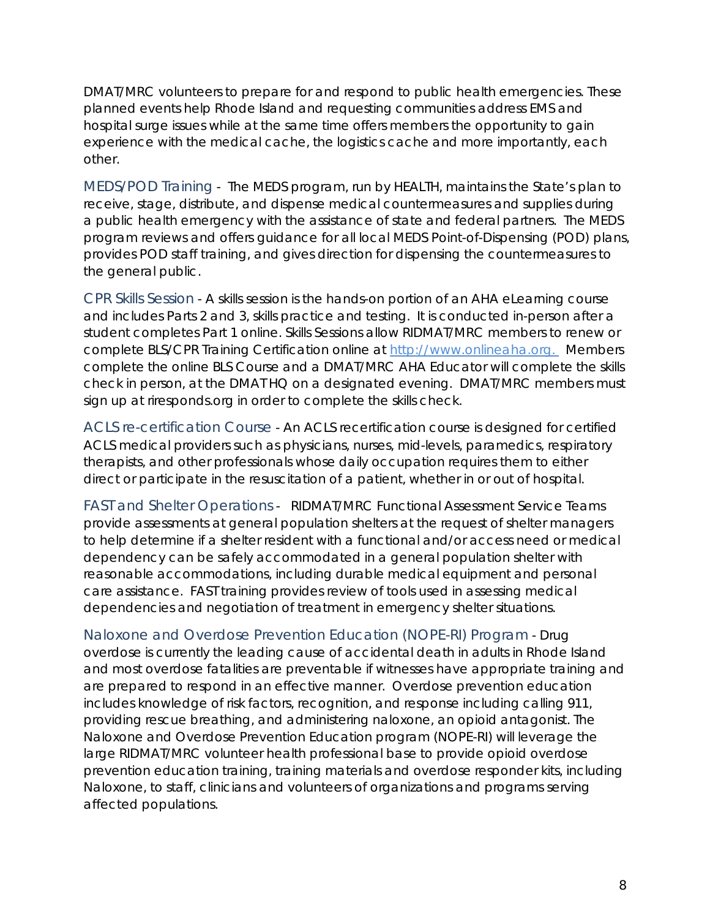DMAT/MRC volunteers to prepare for and respond to public health emergencies. These planned events help Rhode Island and requesting communities address EMS and hospital surge issues while at the same time offers members the opportunity to gain experience with the medical cache, the logistics cache and more importantly, each other.

MEDS/POD Training - The MEDS program, run by HEALTH, maintains the State's plan to receive, stage, distribute, and dispense medical countermeasures and supplies during a public health emergency with the assistance of state and federal partners. The MEDS program reviews and offers guidance for all local MEDS Point-of-Dispensing (POD) plans, provides POD staff training, and gives direction for dispensing the countermeasures to the general public.

CPR Skills Session - A skills session is the hands-on portion of an AHA eLearning course and includes Parts 2 and 3, skills practice and testing. It is conducted in-person after a student completes Part 1 online. Skills Sessions allow RIDMAT/MRC members to renew or complete BLS/CPR Training Certification online at [http://www.onlineaha.org.](http://www.onlineaha.org.) Members complete the online BLS Course and a DMAT/MRC AHA Educator will complete the skills check in person, at the DMAT HQ on a designated evening. DMAT/MRC members must sign up at riresponds.org in order to complete the skills check.

ACLS re-certification Course - An ACLS recertification course is designed for certified ACLS medical providers such as physicians, nurses, mid-levels, paramedics, respiratory therapists, and other professionals whose daily occupation requires them to either direct or participate in the resuscitation of a patient, whether in or out of hospital.

FAST and Shelter Operations - RIDMAT/MRC Functional Assessment Service Teams provide assessments at general population shelters at the request of shelter managers to help determine if a shelter resident with a functional and/or access need or medical dependency can be safely accommodated in a general population shelter with reasonable accommodations, including durable medical equipment and personal care assistance. FAST training provides review of tools used in assessing medical dependencies and negotiation of treatment in emergency shelter situations.

Naloxone and Overdose Prevention Education (NOPE-RI) Program - Drug overdose is currently the leading cause of accidental death in adults in Rhode Island and most overdose fatalities are preventable if witnesses have appropriate training and are prepared to respond in an effective manner. Overdose prevention education includes knowledge of risk factors, recognition, and response including calling 911, providing rescue breathing, and administering naloxone, an opioid antagonist. The Naloxone and Overdose Prevention Education program (NOPE-RI) will leverage the large RIDMAT/MRC volunteer health professional base to provide opioid overdose prevention education training, training materials and overdose responder kits, including Naloxone, to staff, clinicians and volunteers of organizations and programs serving affected populations.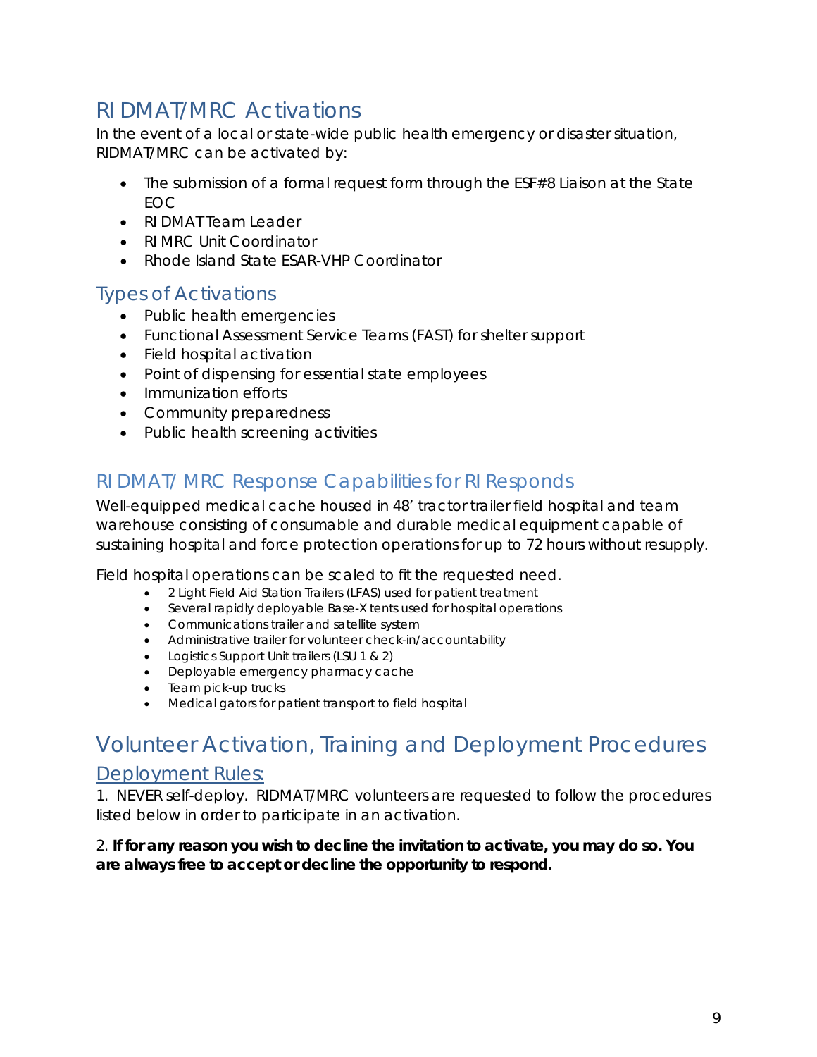## RI DMAT/MRC Activations

In the event of a local or state-wide public health emergency or disaster situation, RIDMAT/MRC can be activated by:

- The submission of a formal request form through the ESF#8 Liaison at the State EOC
- RI DMAT Team Leader
- RI MRC Unit Coordinator
- Rhode Island State ESAR-VHP Coordinator

### Types of Activations

- Public health emergencies
- Functional Assessment Service Teams (FAST) for shelter support
- Field hospital activation
- Point of dispensing for essential state employees
- Immunization efforts
- Community preparedness
- Public health screening activities

### RI DMAT/ MRC Response Capabilities for RI Responds

Well-equipped medical cache housed in 48' tractor trailer field hospital and team warehouse consisting of consumable and durable medical equipment capable of sustaining hospital and force protection operations for up to 72 hours without resupply.

Field hospital operations can be scaled to fit the requested need.

- 2 Light Field Aid Station Trailers (LFAS) used for patient treatment
- Several rapidly deployable Base-X tents used for hospital operations
- Communications trailer and satellite system
- Administrative trailer for volunteer check-in/accountability
- Logistics Support Unit trailers (LSU 1 & 2)
- Deployable emergency pharmacy cache
- Team pick-up trucks
- Medical gators for patient transport to field hospital

## Volunteer Activation, Training and Deployment Procedures

### Deployment Rules:

1. NEVER self-deploy. RIDMAT/MRC volunteers are requested to follow the procedures listed below in order to participate in an activation.

2. **If for any reason you wish to decline the invitation to activate, you may do so. You are always free to accept or decline the opportunity to respond.**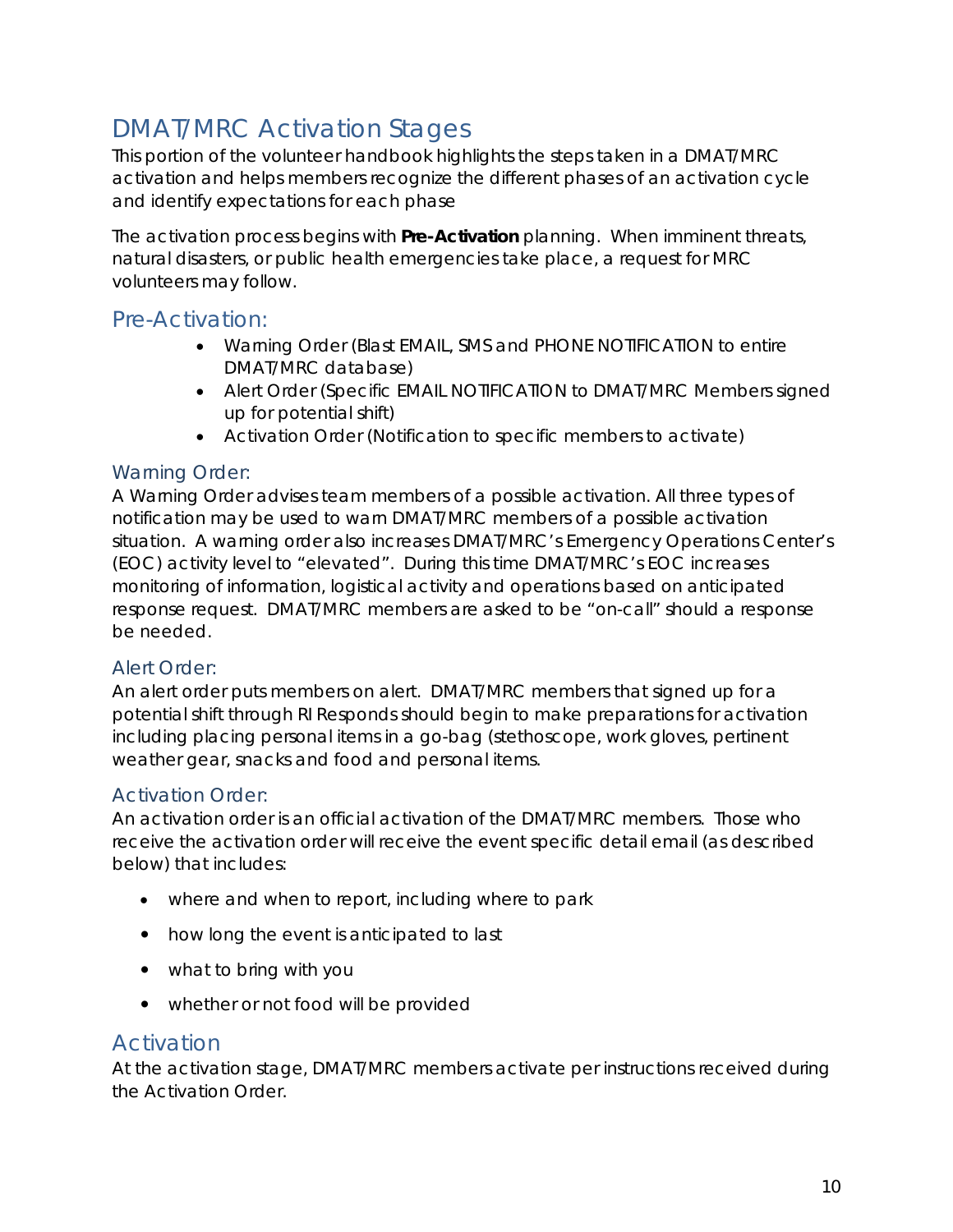# DMAT/MRC Activation Stages

This portion of the volunteer handbook highlights the steps taken in a DMAT/MRC activation and helps members recognize the different phases of an activation cycle and identify expectations for each phase

The activation process begins with **Pre-Activation** planning. When imminent threats, natural disasters, or public health emergencies take place, a request for MRC volunteers may follow.

## Pre-Activation:

- Warning Order (Blast EMAIL, SMS and PHONE NOTIFICATION to entire DMAT/MRC database)
- Alert Order (Specific EMAIL NOTIFICATION to DMAT/MRC Members signed up for potential shift)
- Activation Order (Notification to specific members to activate)

### Warning Order:

A Warning Order advises team members of a possible activation. All three types of notification may be used to warn DMAT/MRC members of a possible activation situation. A warning order also increases DMAT/MRC's Emergency Operations Center's (EOC) activity level to "elevated". During this time DMAT/MRC's EOC increases monitoring of information, logistical activity and operations based on anticipated response request. DMAT/MRC members are asked to be "on-call" should a response be needed.

### Alert Order:

An alert order puts members on alert. DMAT/MRC members that signed up for a potential shift through RI Responds should begin to make preparations for activation including placing personal items in a go-bag (stethoscope, work gloves, pertinent weather gear, snacks and food and personal items.

### Activation Order:

An activation order is an official activation of the DMAT/MRC members. Those who receive the activation order will receive the event specific detail email (as described below) that includes:

- where and when to report, including where to park
- how long the event is anticipated to last
- what to bring with you
- whether or not food will be provided

## Activation

At the activation stage, DMAT/MRC members activate per instructions received during the Activation Order.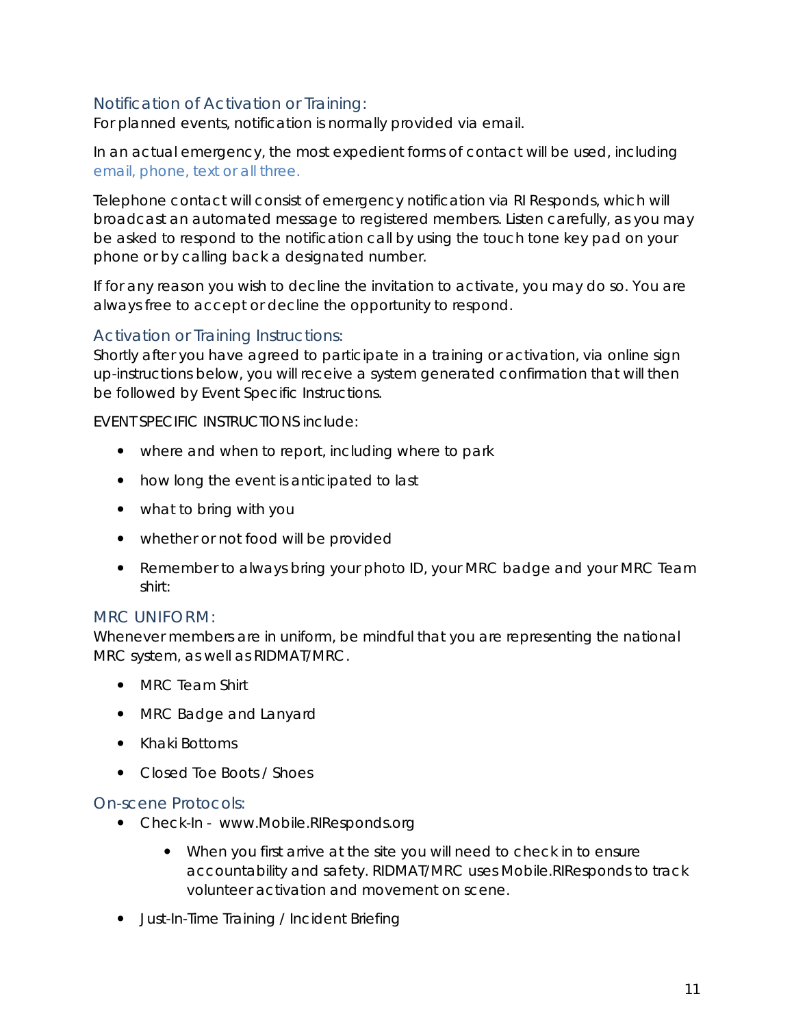### Notification of Activation or Training:

For planned events, notification is normally provided via email.

In an actual emergency, the most expedient forms of contact will be used, including email, phone, text or all three.

Telephone contact will consist of emergency notification via RI Responds, which will broadcast an automated message to registered members. Listen carefully, as you may be asked to respond to the notification call by using the touch tone key pad on your phone or by calling back a designated number.

If for any reason you wish to decline the invitation to activate, you may do so. You are always free to accept or decline the opportunity to respond.

### Activation or Training Instructions:

Shortly after you have agreed to participate in a training or activation, via online sign up-instructions below, you will receive a system generated confirmation that will then be followed by Event Specific Instructions.

EVENT SPECIFIC INSTRUCTIONS include:

- where and when to report, including where to park
- how long the event is anticipated to last
- what to bring with you
- whether or not food will be provided
- Remember to always bring your photo ID, your MRC badge and your MRC Team shirt:

### MRC UNIFORM:

Whenever members are in uniform, be mindful that you are representing the national MRC system, as well as RIDMAT/MRC.

- MRC Team Shirt
- MRC Badge and Lanyard
- Khaki Bottoms
- Closed Toe Boots / Shoes

### On-scene Protocols:

- Check-In - www.Mobile.RIResponds.org
    - When you first arrive at the site you will need to check in to ensure accountability and safety. RIDMAT/MRC uses Mobile.RIResponds to track volunteer activation and movement on scene.
- Just-In-Time Training / Incident Briefing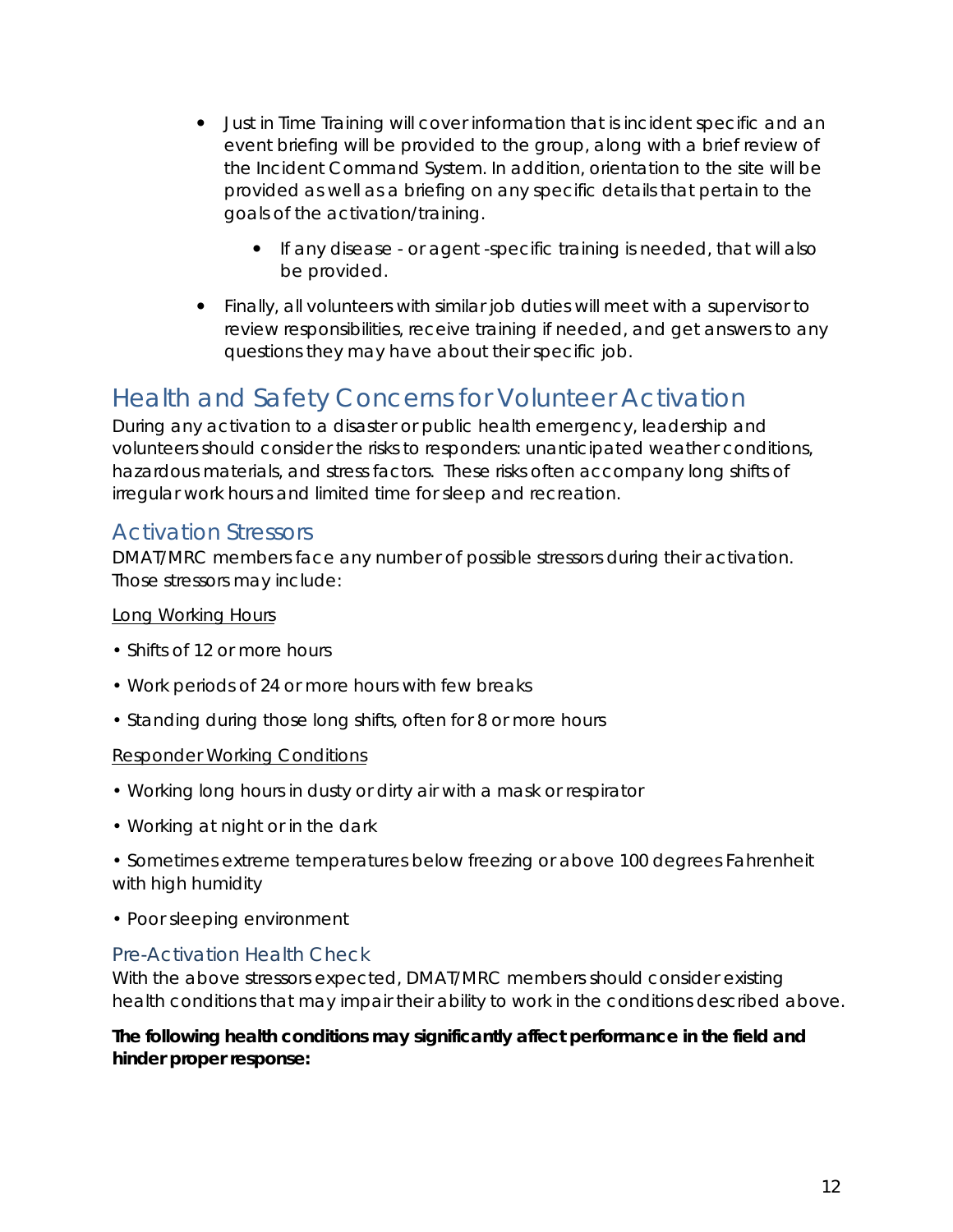- Just in Time Training will cover information that is incident specific and an event briefing will be provided to the group, along with a brief review of the Incident Command System. In addition, orientation to the site will be provided as well as a briefing on any specific details that pertain to the goals of the activation/training.
    - If any disease - or agent -specific training is needed, that will also be provided.
- Finally, all volunteers with similar job duties will meet with a supervisor to review responsibilities, receive training if needed, and get answers to any questions they may have about their specific job.

# Health and Safety Concerns for Volunteer Activation

During any activation to a disaster or public health emergency, leadership and volunteers should consider the risks to responders: unanticipated weather conditions, hazardous materials, and stress factors. These risks often accompany long shifts of irregular work hours and limited time for sleep and recreation.

## Activation Stressors

DMAT/MRC members face any number of possible stressors during their activation. Those stressors may include:

<u>Long Working Hours</u>

- Shifts of 12 or more hours
- Work periods of 24 or more hours with few breaks
- Standing during those long shifts, often for 8 or more hours

<u>Responder Working Conditions</u>

- Working long hours in dusty or dirty air with a mask or respirator
- Working at night or in the dark
- Sometimes extreme temperatures below freezing or above 100 degrees Fahrenheit with high humidity
- Poor sleeping environment

### Pre-Activation Health Check

With the above stressors expected, DMAT/MRC members should consider existing health conditions that may impair their ability to work in the conditions described above.

**The following health conditions may significantly affect performance in the field and hinder proper response:**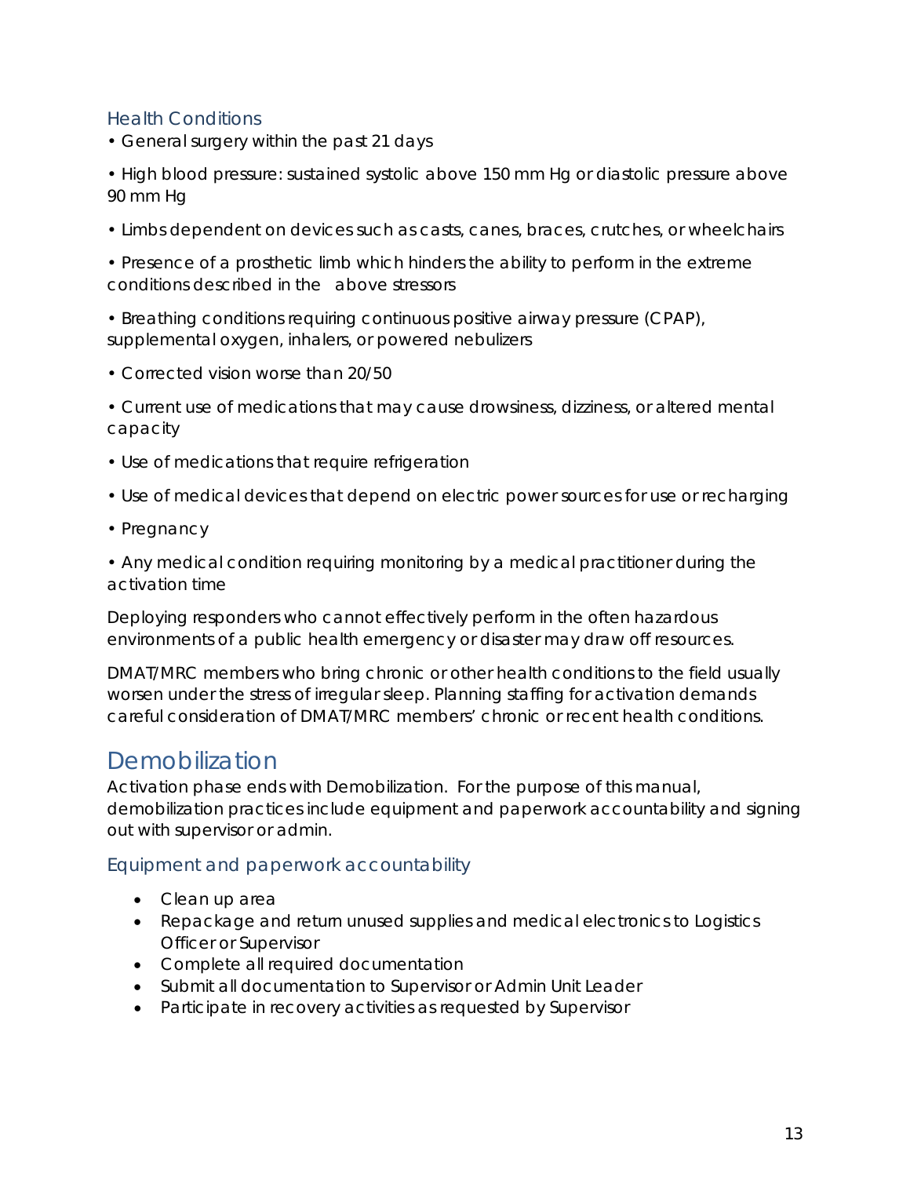### Health Conditions

- General surgery within the past 21 days
- High blood pressure: sustained systolic above 150 mm Hg or diastolic pressure above 90 mm Hg
- Limbs dependent on devices such as casts, canes, braces, crutches, or wheelchairs
- Presence of a prosthetic limb which hinders the ability to perform in the extreme conditions described in the above stressors
- Breathing conditions requiring continuous positive airway pressure (CPAP), supplemental oxygen, inhalers, or powered nebulizers
- Corrected vision worse than 20/50
- Current use of medications that may cause drowsiness, dizziness, or altered mental capacity
- Use of medications that require refrigeration
- Use of medical devices that depend on electric power sources for use or recharging
- Pregnancy
- Any medical condition requiring monitoring by a medical practitioner during the activation time

Deploying responders who cannot effectively perform in the often hazardous environments of a public health emergency or disaster may draw off resources.

DMAT/MRC members who bring chronic or other health conditions to the field usually worsen under the stress of irregular sleep. Planning staffing for activation demands careful consideration of DMAT/MRC members' chronic or recent health conditions.

## Demobilization

Activation phase ends with Demobilization. For the purpose of this manual, demobilization practices include equipment and paperwork accountability and signing out with supervisor or admin.

### Equipment and paperwork accountability

- Clean up area
- Repackage and return unused supplies and medical electronics to Logistics Officer or Supervisor
- Complete all required documentation
- Submit all documentation to Supervisor or Admin Unit Leader
- Participate in recovery activities as requested by Supervisor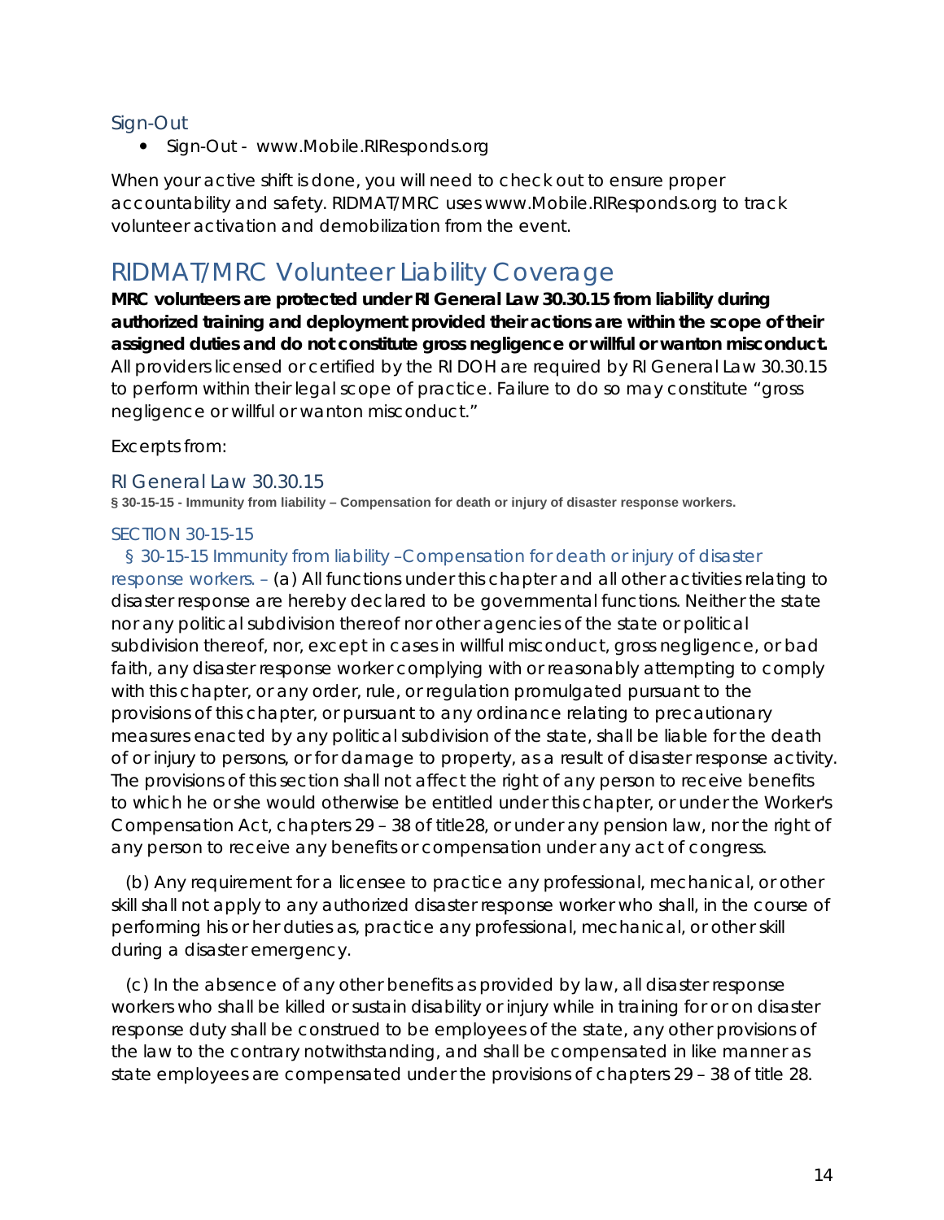### Sign-Out

- Sign-Out - www.Mobile.RIResponds.org

When your active shift is done, you will need to check out to ensure proper accountability and safety. RIDMAT/MRC uses www.Mobile.RIResponds.org to track volunteer activation and demobilization from the event.

## RIDMAT/MRC Volunteer Liability Coverage

**MRC volunteers are protected under RI General Law 30.30.15 from liability during authorized training and deployment provided their actions are within the scope of their assigned duties and do not constitute gross negligence or willful or wanton misconduct.** All providers licensed or certified by the RI DOH are required by RI General Law 30.30.15 to perform within their legal scope of practice. Failure to do so may constitute "gross negligence or willful or wanton misconduct."

Excerpts from:

### RI General Law 30.30.15

**§ 30-15-15 - Immunity from liability – Compensation for death or injury of disaster response workers.**

#### SECTION 30-15-15

§ 30-15-15 Immunity from liability –Compensation for death or injury of disaster response workers. – (a) All functions under this chapter and all other activities relating to disaster response are hereby declared to be governmental functions. Neither the state nor any political subdivision thereof nor other agencies of the state or political subdivision thereof, nor, except in cases in willful misconduct, gross negligence, or bad faith, any disaster response worker complying with or reasonably attempting to comply with this chapter, or any order, rule, or regulation promulgated pursuant to the provisions of this chapter, or pursuant to any ordinance relating to precautionary measures enacted by any political subdivision of the state, shall be liable for the death of or injury to persons, or for damage to property, as a result of disaster response activity. The provisions of this section shall not affect the right of any person to receive benefits to which he or she would otherwise be entitled under this chapter, or under the Worker's Compensation Act, chapters 29 – 38 of title28, or under any pension law, nor the right of any person to receive any benefits or compensation under any act of congress.

(b) Any requirement for a licensee to practice any professional, mechanical, or other skill shall not apply to any authorized disaster response worker who shall, in the course of performing his or her duties as, practice any professional, mechanical, or other skill during a disaster emergency.

(c) In the absence of any other benefits as provided by law, all disaster response workers who shall be killed or sustain disability or injury while in training for or on disaster response duty shall be construed to be employees of the state, any other provisions of the law to the contrary notwithstanding, and shall be compensated in like manner as state employees are compensated under the provisions of chapters 29 – 38 of title 28.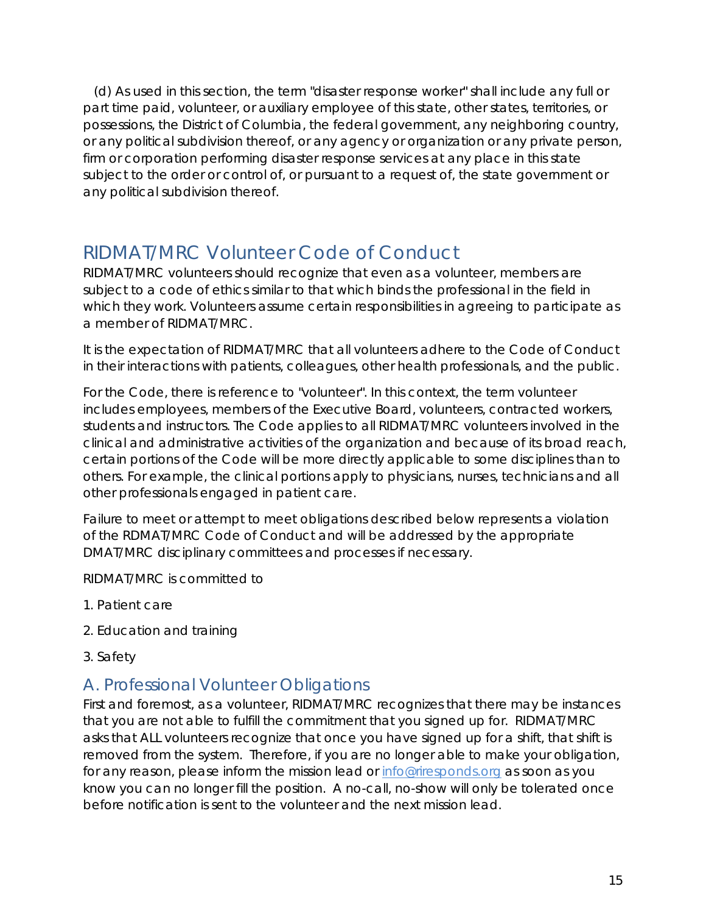(d) As used in this section, the term "disaster response worker" shall include any full or part time paid, volunteer, or auxiliary employee of this state, other states, territories, or possessions, the District of Columbia, the federal government, any neighboring country, or any political subdivision thereof, or any agency or organization or any private person, firm or corporation performing disaster response services at any place in this state subject to the order or control of, or pursuant to a request of, the state government or any political subdivision thereof.

## RIDMAT/MRC Volunteer Code of Conduct

RIDMAT/MRC volunteers should recognize that even as a volunteer, members are subject to a code of ethics similar to that which binds the professional in the field in which they work. Volunteers assume certain responsibilities in agreeing to participate as a member of RIDMAT/MRC.

It is the expectation of RIDMAT/MRC that all volunteers adhere to the Code of Conduct in their interactions with patients, colleagues, other health professionals, and the public.

For the Code, there is reference to "volunteer". In this context, the term volunteer includes employees, members of the Executive Board, volunteers, contracted workers, students and instructors. The Code applies to all RIDMAT/MRC volunteers involved in the clinical and administrative activities of the organization and because of its broad reach, certain portions of the Code will be more directly applicable to some disciplines than to others. For example, the clinical portions apply to physicians, nurses, technicians and all other professionals engaged in patient care.

Failure to meet or attempt to meet obligations described below represents a violation of the RDMAT/MRC Code of Conduct and will be addressed by the appropriate DMAT/MRC disciplinary committees and processes if necessary.

RIDMAT/MRC is committed to

1. Patient care
2. Education and training
3. Safety

### A. Professional Volunteer Obligations

First and foremost, as a volunteer, RIDMAT/MRC recognizes that there may be instances that you are not able to fulfill the commitment that you signed up for. RIDMAT/MRC asks that ALL volunteers recognize that once you have signed up for a shift, that shift is removed from the system. Therefore, if you are no longer able to make your obligation, for any reason, please inform the mission lead or info@riresponds.org as soon as you know you can no longer fill the position. A no-call, no-show will only be tolerated once before notification is sent to the volunteer and the next mission lead.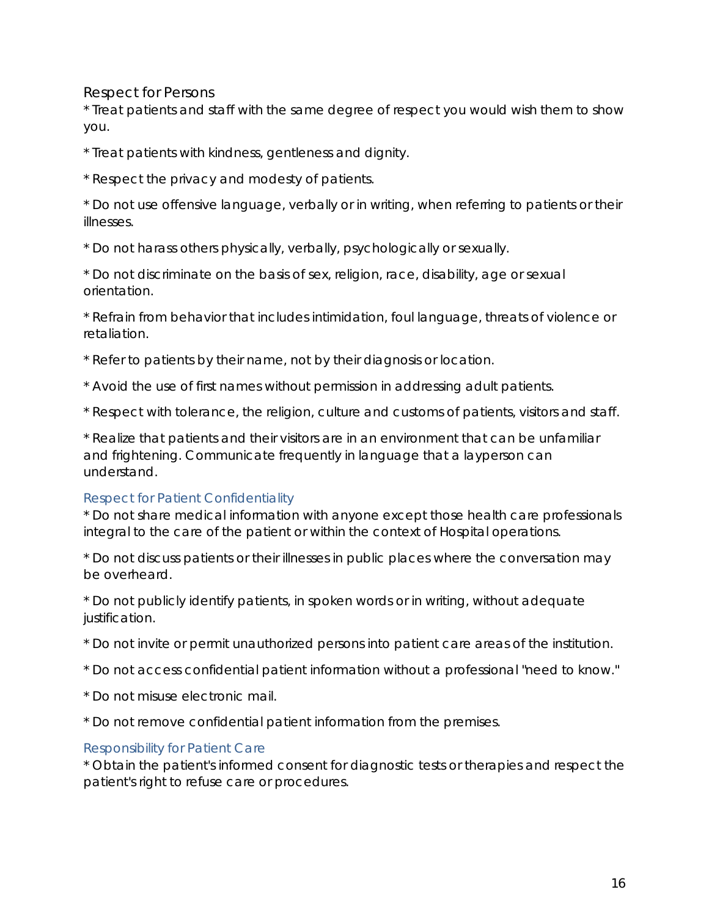### Respect for Persons

* Treat patients and staff with the same degree of respect you would wish them to show you.

* Treat patients with kindness, gentleness and dignity.

* Respect the privacy and modesty of patients.

* Do not use offensive language, verbally or in writing, when referring to patients or their illnesses.

* Do not harass others physically, verbally, psychologically or sexually.

* Do not discriminate on the basis of sex, religion, race, disability, age or sexual orientation.

* Refrain from behavior that includes intimidation, foul language, threats of violence or retaliation.

* Refer to patients by their name, not by their diagnosis or location.

* Avoid the use of first names without permission in addressing adult patients.

* Respect with tolerance, the religion, culture and customs of patients, visitors and staff.

* Realize that patients and their visitors are in an environment that can be unfamiliar and frightening. Communicate frequently in language that a layperson can understand.

### Respect for Patient Confidentiality

* Do not share medical information with anyone except those health care professionals integral to the care of the patient or within the context of Hospital operations.

* Do not discuss patients or their illnesses in public places where the conversation may be overheard.

* Do not publicly identify patients, in spoken words or in writing, without adequate justification.

* Do not invite or permit unauthorized persons into patient care areas of the institution.

* Do not access confidential patient information without a professional "need to know."

* Do not misuse electronic mail.

* Do not remove confidential patient information from the premises.

### Responsibility for Patient Care

* Obtain the patient's informed consent for diagnostic tests or therapies and respect the patient's right to refuse care or procedures.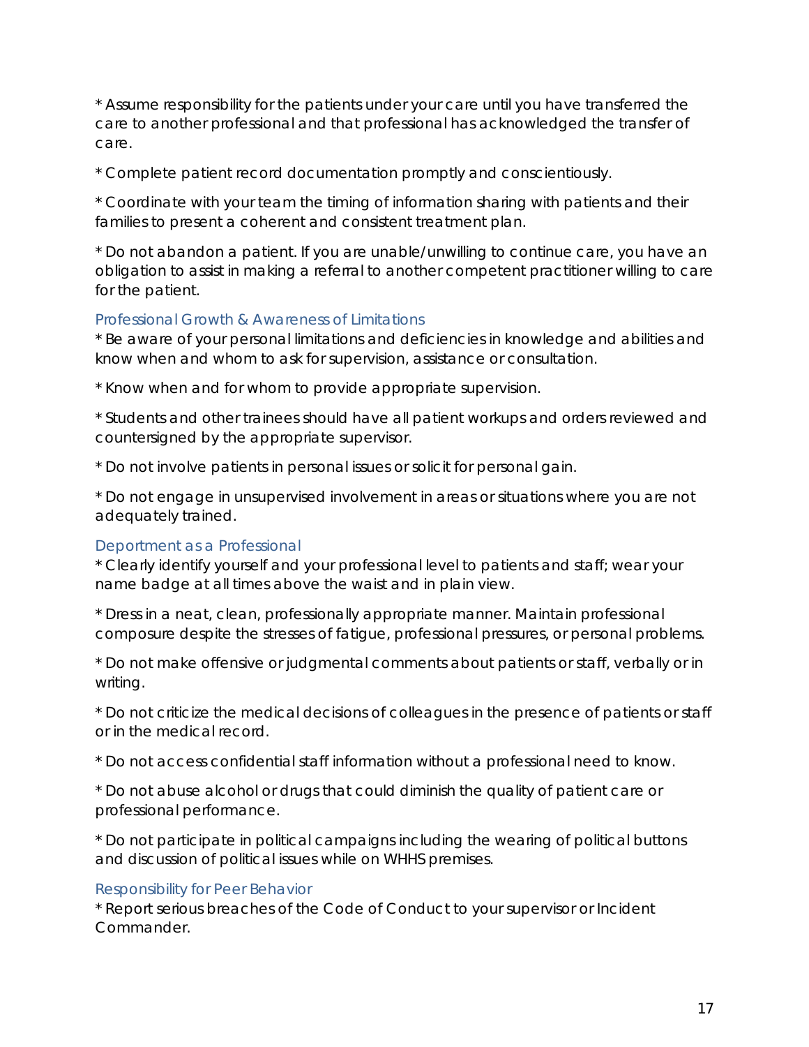* Assume responsibility for the patients under your care until you have transferred the care to another professional and that professional has acknowledged the transfer of care.

* Complete patient record documentation promptly and conscientiously.

* Coordinate with your team the timing of information sharing with patients and their families to present a coherent and consistent treatment plan.

* Do not abandon a patient. If you are unable/unwilling to continue care, you have an obligation to assist in making a referral to another competent practitioner willing to care for the patient.

### Professional Growth & Awareness of Limitations

* Be aware of your personal limitations and deficiencies in knowledge and abilities and know when and whom to ask for supervision, assistance or consultation.

* Know when and for whom to provide appropriate supervision.

* Students and other trainees should have all patient workups and orders reviewed and countersigned by the appropriate supervisor.

* Do not involve patients in personal issues or solicit for personal gain.

* Do not engage in unsupervised involvement in areas or situations where you are not adequately trained.

### Deportment as a Professional

* Clearly identify yourself and your professional level to patients and staff; wear your name badge at all times above the waist and in plain view.

* Dress in a neat, clean, professionally appropriate manner. Maintain professional composure despite the stresses of fatigue, professional pressures, or personal problems.

* Do not make offensive or judgmental comments about patients or staff, verbally or in writing.

* Do not criticize the medical decisions of colleagues in the presence of patients or staff or in the medical record.

* Do not access confidential staff information without a professional need to know.

* Do not abuse alcohol or drugs that could diminish the quality of patient care or professional performance.

* Do not participate in political campaigns including the wearing of political buttons and discussion of political issues while on WHHS premises.

### Responsibility for Peer Behavior

* Report serious breaches of the Code of Conduct to your supervisor or Incident Commander.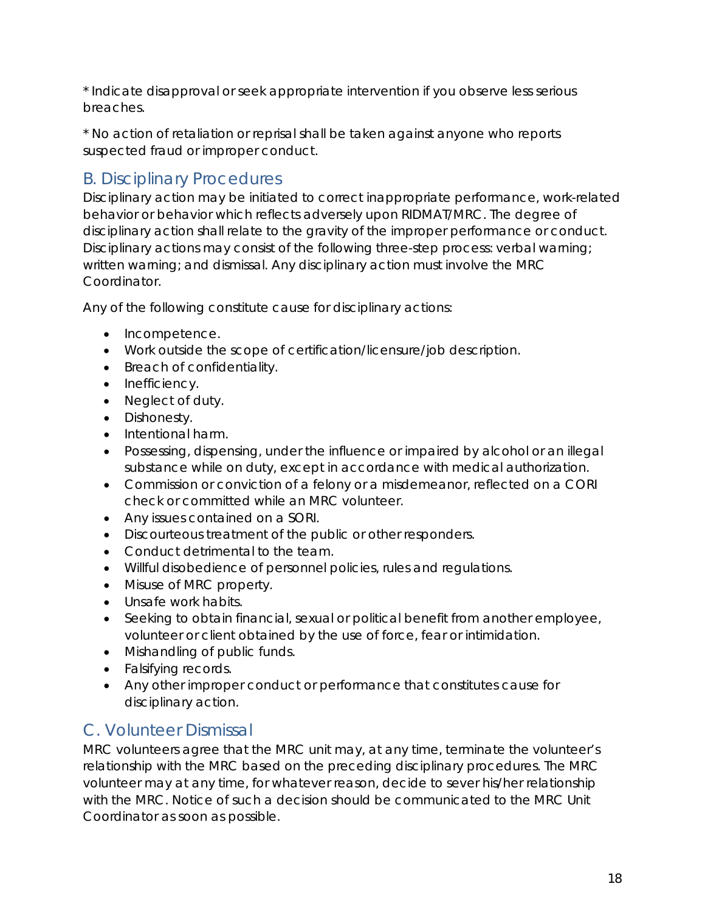* Indicate disapproval or seek appropriate intervention if you observe less serious breaches.

* No action of retaliation or reprisal shall be taken against anyone who reports suspected fraud or improper conduct.

## B. Disciplinary Procedures

Disciplinary action may be initiated to correct inappropriate performance, work-related behavior or behavior which reflects adversely upon RIDMAT/MRC. The degree of disciplinary action shall relate to the gravity of the improper performance or conduct. Disciplinary actions may consist of the following three-step process: verbal warning; written warning; and dismissal. Any disciplinary action must involve the MRC Coordinator.

Any of the following constitute cause for disciplinary actions:

- Incompetence.
- Work outside the scope of certification/licensure/job description.
- Breach of confidentiality.
- Inefficiency.
- Neglect of duty.
- Dishonesty.
- Intentional harm.
- Possessing, dispensing, under the influence or impaired by alcohol or an illegal substance while on duty, except in accordance with medical authorization.
- Commission or conviction of a felony or a misdemeanor, reflected on a CORI check or committed while an MRC volunteer.
- Any issues contained on a SORI.
- Discourteous treatment of the public or other responders.
- Conduct detrimental to the team.
- Willful disobedience of personnel policies, rules and regulations.
- Misuse of MRC property.
- Unsafe work habits.
- Seeking to obtain financial, sexual or political benefit from another employee, volunteer or client obtained by the use of force, fear or intimidation.
- Mishandling of public funds.
- Falsifying records.
- Any other improper conduct or performance that constitutes cause for disciplinary action.

## C. Volunteer Dismissal

MRC volunteers agree that the MRC unit may, at any time, terminate the volunteer's relationship with the MRC based on the preceding disciplinary procedures. The MRC volunteer may at any time, for whatever reason, decide to sever his/her relationship with the MRC. Notice of such a decision should be communicated to the MRC Unit Coordinator as soon as possible.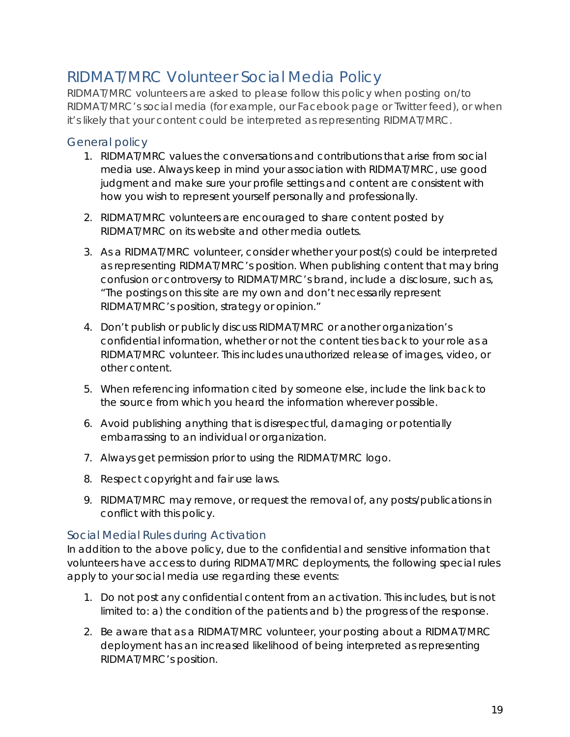# RIDMAT/MRC Volunteer Social Media Policy

RIDMAT/MRC volunteers are asked to please follow this policy when posting on/to RIDMAT/MRC's social media (for example, our Facebook page or Twitter feed), or when it's likely that your content could be interpreted as representing RIDMAT/MRC.

## General policy

1. RIDMAT/MRC values the conversations and contributions that arise from social media use. Always keep in mind your association with RIDMAT/MRC, use good judgment and make sure your profile settings and content are consistent with how you wish to represent yourself personally and professionally.
2. RIDMAT/MRC volunteers are encouraged to share content posted by RIDMAT/MRC on its website and other media outlets.
3. As a RIDMAT/MRC volunteer, consider whether your post(s) could be interpreted as representing RIDMAT/MRC's position. When publishing content that may bring confusion or controversy to RIDMAT/MRC's brand, include a disclosure, such as, "The postings on this site are my own and don't necessarily represent RIDMAT/MRC's position, strategy or opinion."
4. Don't publish or publicly discuss RIDMAT/MRC or another organization's confidential information, whether or not the content ties back to your role as a RIDMAT/MRC volunteer. This includes unauthorized release of images, video, or other content.
5. When referencing information cited by someone else, include the link back to the source from which you heard the information wherever possible.
6. Avoid publishing anything that is disrespectful, damaging or potentially embarrassing to an individual or organization.
7. Always get permission prior to using the RIDMAT/MRC logo.
8. Respect copyright and fair use laws.
9. RIDMAT/MRC may remove, or request the removal of, any posts/publications in conflict with this policy.

## Social Medial Rules during Activation

In addition to the above policy, due to the confidential and sensitive information that volunteers have access to during RIDMAT/MRC deployments, the following special rules apply to your social media use regarding these events:

1. Do not post any confidential content from an activation. This includes, but is not limited to: a) the condition of the patients and b) the progress of the response.
2. Be aware that as a RIDMAT/MRC volunteer, your posting about a RIDMAT/MRC deployment has an increased likelihood of being interpreted as representing RIDMAT/MRC's position.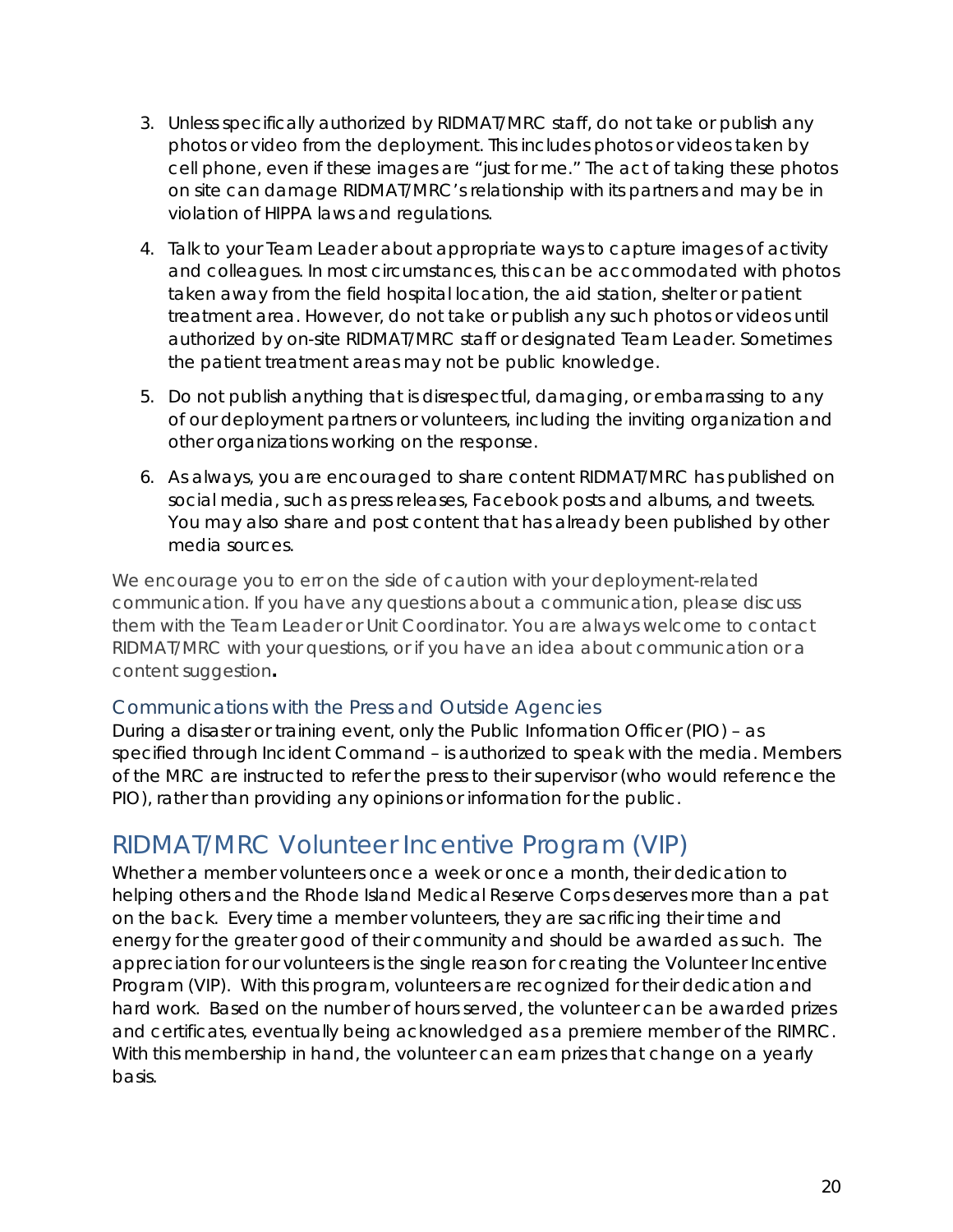3. Unless specifically authorized by RIDMAT/MRC staff, do not take or publish any photos or video from the deployment. This includes photos or videos taken by cell phone, even if these images are "just for me." The act of taking these photos on site can damage RIDMAT/MRC's relationship with its partners and may be in violation of HIPPA laws and regulations.
4. Talk to your Team Leader about appropriate ways to capture images of activity and colleagues. In most circumstances, this can be accommodated with photos taken away from the field hospital location, the aid station, shelter or patient treatment area. However, do not take or publish any such photos or videos until authorized by on-site RIDMAT/MRC staff or designated Team Leader. Sometimes the patient treatment areas may not be public knowledge.
5. Do not publish anything that is disrespectful, damaging, or embarrassing to any of our deployment partners or volunteers, including the inviting organization and other organizations working on the response.
6. As always, you are encouraged to share content RIDMAT/MRC has published on social media, such as press releases, Facebook posts and albums, and tweets. You may also share and post content that has already been published by other media sources.

We encourage you to err on the side of caution with your deployment-related communication. If you have any questions about a communication, please discuss them with the Team Leader or Unit Coordinator. You are always welcome to contact RIDMAT/MRC with your questions, or if you have an idea about communication or a content suggestion**.**

### Communications with the Press and Outside Agencies

During a disaster or training event, only the Public Information Officer (PIO) – as specified through Incident Command – is authorized to speak with the media. Members of the MRC are instructed to refer the press to their supervisor (who would reference the PIO), rather than providing any opinions or information for the public.

## RIDMAT/MRC Volunteer Incentive Program (VIP)

Whether a member volunteers once a week or once a month, their dedication to helping others and the Rhode Island Medical Reserve Corps deserves more than a pat on the back. Every time a member volunteers, they are sacrificing their time and energy for the greater good of their community and should be awarded as such. The appreciation for our volunteers is the single reason for creating the Volunteer Incentive Program (VIP). With this program, volunteers are recognized for their dedication and hard work. Based on the number of hours served, the volunteer can be awarded prizes and certificates, eventually being acknowledged as a premiere member of the RIMRC. With this membership in hand, the volunteer can earn prizes that change on a yearly basis.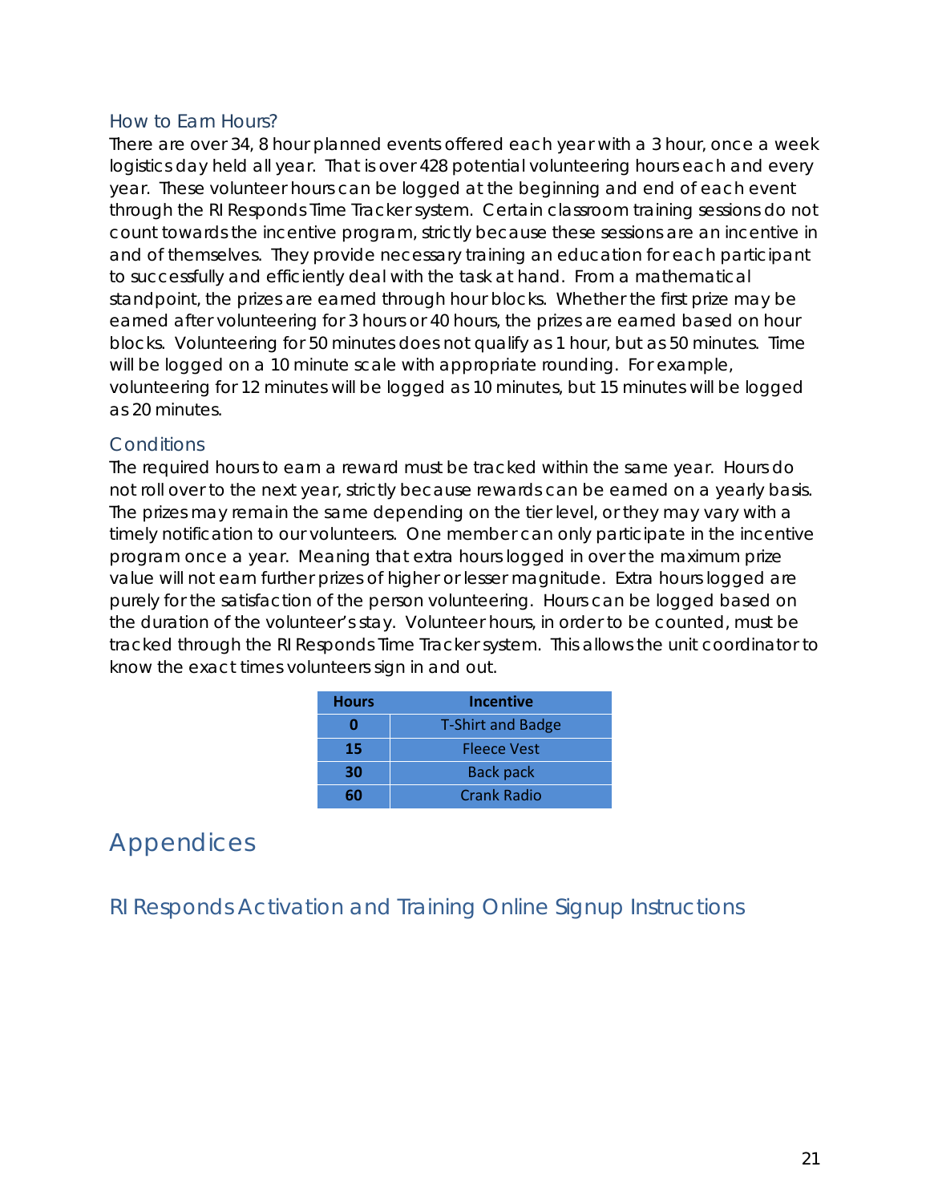### How to Earn Hours?

There are over 34, 8 hour planned events offered each year with a 3 hour, once a week logistics day held all year. That is over 428 potential volunteering hours each and every year. These volunteer hours can be logged at the beginning and end of each event through the RI Responds Time Tracker system. Certain classroom training sessions do not count towards the incentive program, strictly because these sessions are an incentive in and of themselves. They provide necessary training an education for each participant to successfully and efficiently deal with the task at hand. From a mathematical standpoint, the prizes are earned through hour blocks. Whether the first prize may be earned after volunteering for 3 hours or 40 hours, the prizes are earned based on hour blocks. Volunteering for 50 minutes does not qualify as 1 hour, but as 50 minutes. Time will be logged on a 10 minute scale with appropriate rounding. For example, volunteering for 12 minutes will be logged as 10 minutes, but 15 minutes will be logged as 20 minutes.

### Conditions

The required hours to earn a reward must be tracked within the same year. Hours do not roll over to the next year, strictly because rewards can be earned on a yearly basis. The prizes may remain the same depending on the tier level, or they may vary with a timely notification to our volunteers. One member can only participate in the incentive program once a year. Meaning that extra hours logged in over the maximum prize value will not earn further prizes of higher or lesser magnitude. Extra hours logged are purely for the satisfaction of the person volunteering. Hours can be logged based on the duration of the volunteer's stay. Volunteer hours, in order to be counted, must be tracked through the RI Responds Time Tracker system. This allows the unit coordinator to know the exact times volunteers sign in and out.

| Hours | Incentive |
|---|---|
| 0 | T-Shirt and Badge |
| 15 | Fleece Vest |
| 30 | Back pack |
| 60 | Crank Radio |

# Appendices

## RI Responds Activation and Training Online Signup Instructions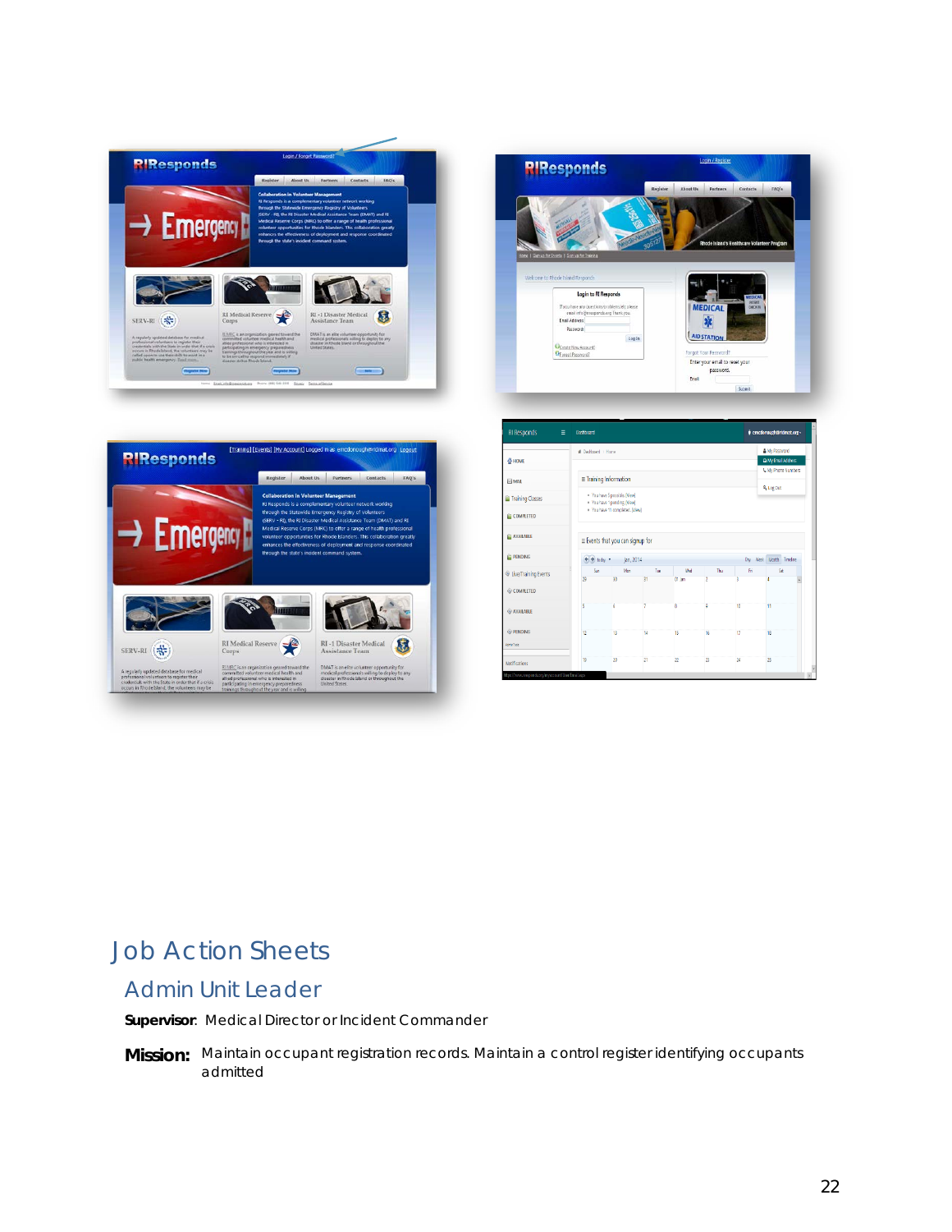# Job Action Sheets

## Admin Unit Leader

**Supervisor**: Medical Director or Incident Commander

**Mission:** Maintain occupant registration records. Maintain a control register identifying occupants admitted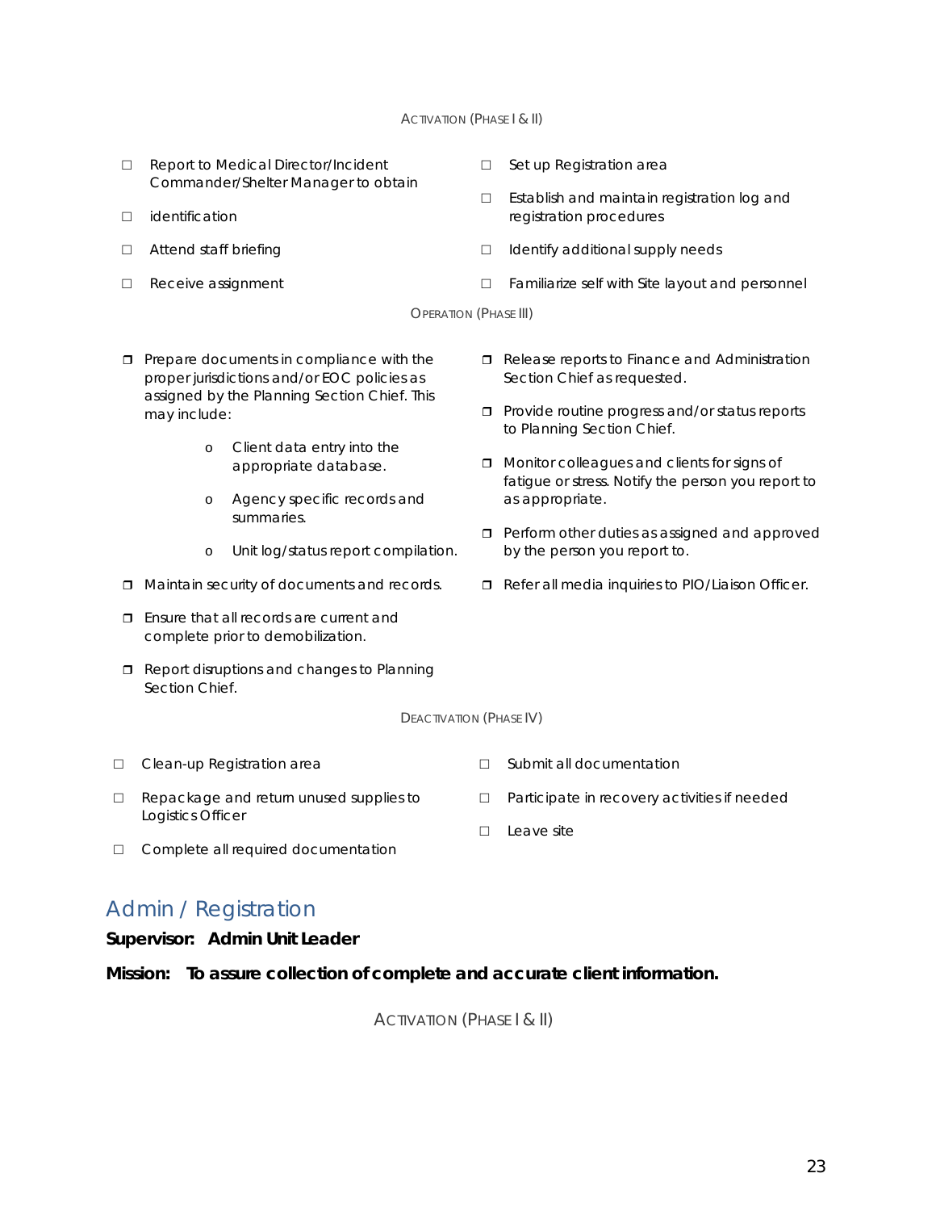ACTIVATION (PHASE I & II)

- ☐ Report to Medical Director/Incident Commander/Shelter Manager to obtain
- ☐ identification
- ☐ Attend staff briefing
- ☐ Receive assignment
- ☐ Set up Registration area
- ☐ Establish and maintain registration log and registration procedures
- ☐ Identify additional supply needs
- ☐ Familiarize self with Site layout and personnel

OPERATION (PHASE III)

- ❒ Prepare documents in compliance with the proper jurisdictions and/or EOC policies as assigned by the Planning Section Chief. This may include:
  - o Client data entry into the appropriate database.
  - o Agency specific records and summaries.
  - o Unit log/status report compilation.
- ❒ Maintain security of documents and records.
- ❒ Ensure that all records are current and complete prior to demobilization.
- ❒ Report disruptions and changes to Planning Section Chief.
- ❒ Release reports to Finance and Administration Section Chief as requested.
- ❒ Provide routine progress and/or status reports to Planning Section Chief.
- ❒ Monitor colleagues and clients for signs of fatigue or stress. Notify the person you report to as appropriate.
- ❒ Perform other duties as assigned and approved by the person you report to.
- ❒ Refer all media inquiries to PIO/Liaison Officer.

DEACTIVATION (PHASE IV)

- ☐ Clean-up Registration area
- ☐ Repackage and return unused supplies to Logistics Officer
- ☐ Complete all required documentation
- ☐ Submit all documentation
- ☐ Participate in recovery activities if needed
- ☐ Leave site

## Admin / Registration

**Supervisor: Admin Unit Leader**

**Mission: To assure collection of complete and accurate client information.**

ACTIVATION (PHASE I & II)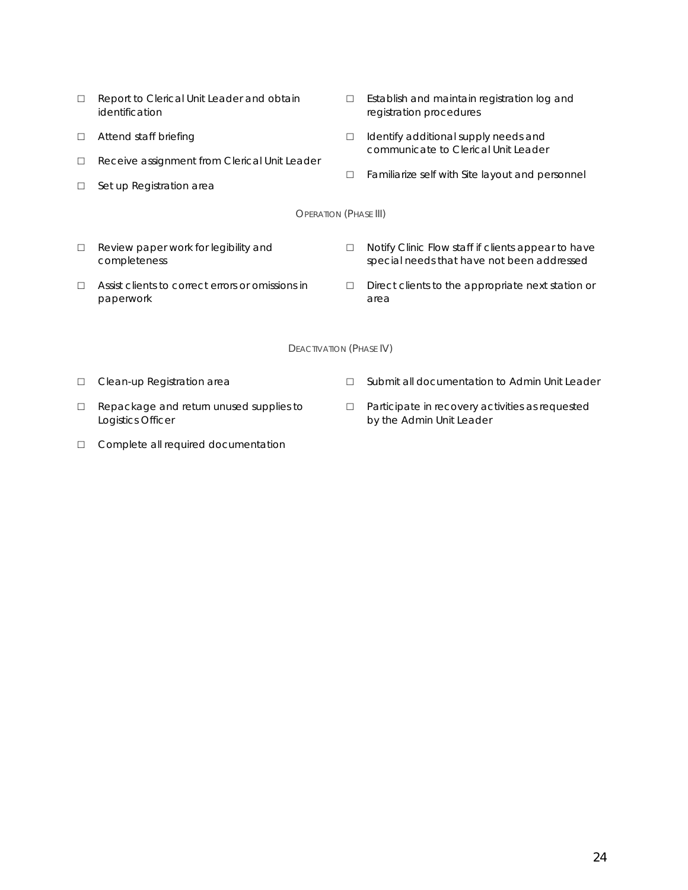- ☐ Report to Clerical Unit Leader and obtain identification
- ☐ Attend staff briefing
- ☐ Receive assignment from Clerical Unit Leader
- ☐ Set up Registration area
- ☐ Establish and maintain registration log and registration procedures
- ☐ Identify additional supply needs and communicate to Clerical Unit Leader
- ☐ Familiarize self with Site layout and personnel

### Operation (Phase III)

- ☐ Review paper work for legibility and completeness
- ☐ Assist clients to correct errors or omissions in paperwork
- ☐ Notify Clinic Flow staff if clients appear to have special needs that have not been addressed
- ☐ Direct clients to the appropriate next station or area

### Deactivation (Phase IV)

- ☐ Clean-up Registration area
- ☐ Repackage and return unused supplies to Logistics Officer
- ☐ Complete all required documentation
- ☐ Submit all documentation to Admin Unit Leader
- ☐ Participate in recovery activities as requested by the Admin Unit Leader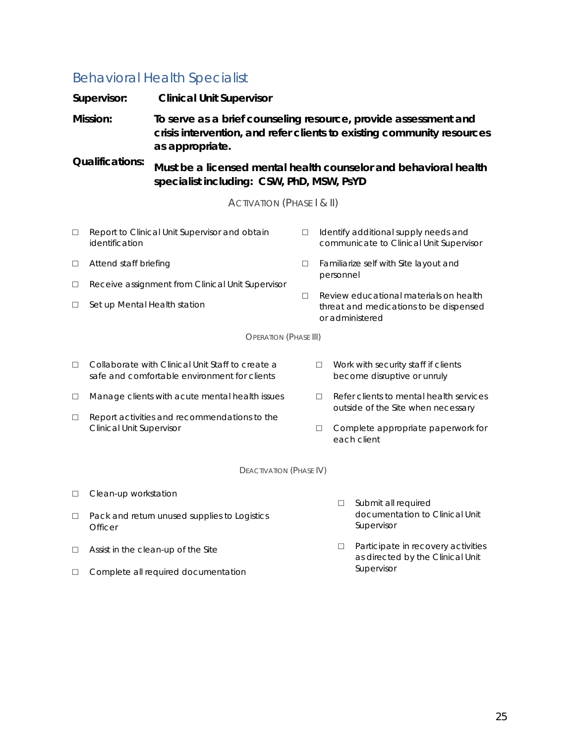## Behavioral Health Specialist

**Supervisor:** **Clinical Unit Supervisor**

**Mission:** **To serve as a brief counseling resource, provide assessment and crisis intervention, and refer clients to existing community resources as appropriate.**

**Qualifications:** **Must be a licensed mental health counselor and behavioral health specialist including: CSW, PhD, MSW, PsYD**

### ACTIVATION (PHASE I & II)

- ☐ Report to Clinical Unit Supervisor and obtain identification
- ☐ Attend staff briefing
- ☐ Receive assignment from Clinical Unit Supervisor
- ☐ Set up Mental Health station
- ☐ Identify additional supply needs and communicate to Clinical Unit Supervisor
- ☐ Familiarize self with Site layout and personnel
- ☐ Review educational materials on health threat and medications to be dispensed or administered

### OPERATION (PHASE III)

- ☐ Collaborate with Clinical Unit Staff to create a safe and comfortable environment for clients
- ☐ Manage clients with acute mental health issues
- ☐ Report activities and recommendations to the Clinical Unit Supervisor
- ☐ Work with security staff if clients become disruptive or unruly
- ☐ Refer clients to mental health services outside of the Site when necessary
- ☐ Complete appropriate paperwork for each client

### DEACTIVATION (PHASE IV)

- ☐ Clean-up workstation
- ☐ Pack and return unused supplies to Logistics Officer
- ☐ Assist in the clean-up of the Site
- ☐ Complete all required documentation
- ☐ Submit all required documentation to Clinical Unit Supervisor
- ☐ Participate in recovery activities as directed by the Clinical Unit Supervisor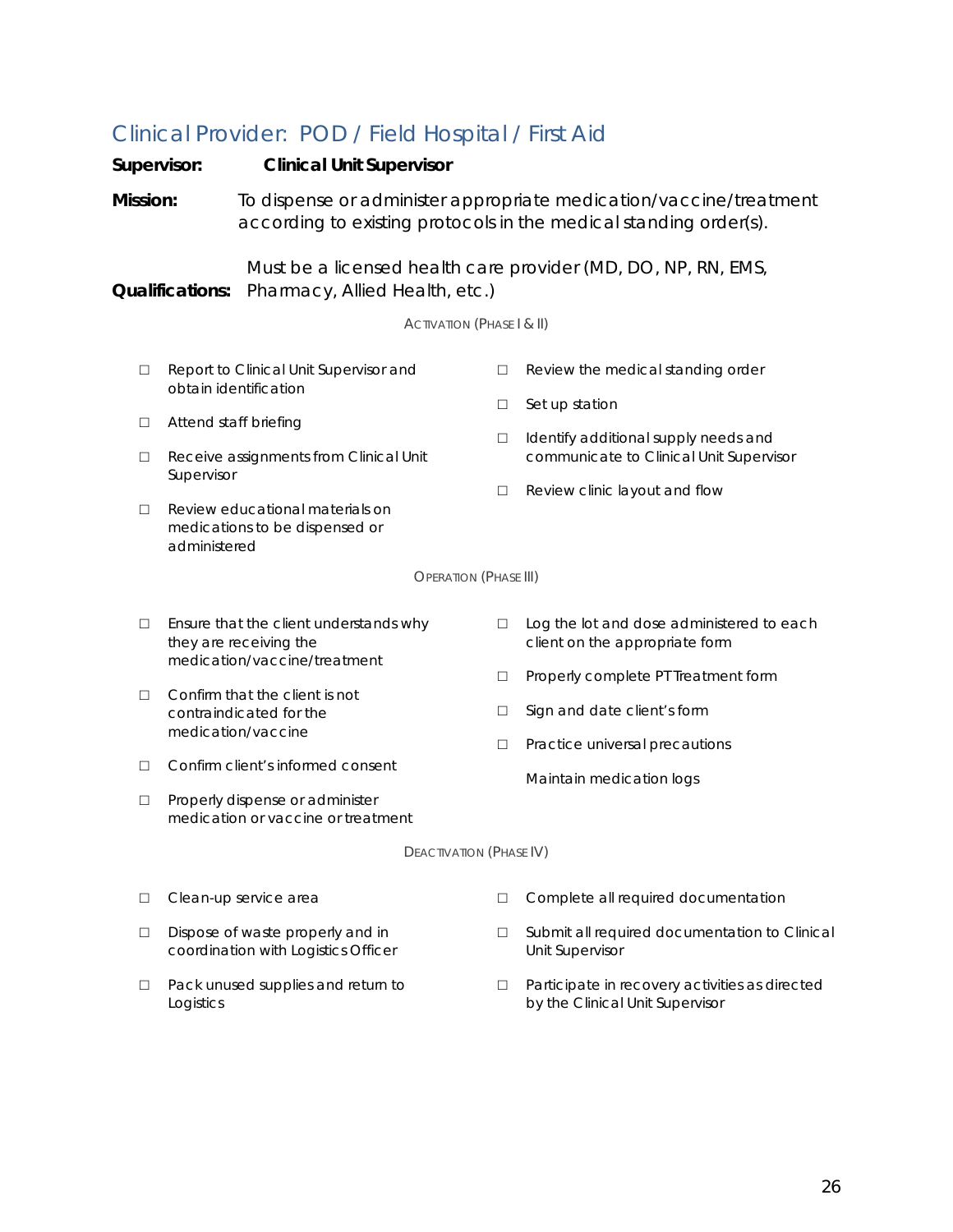## Clinical Provider: POD / Field Hospital / First Aid

**Supervisor:** **Clinical Unit Supervisor**

**Mission:** To dispense or administer appropriate medication/vaccine/treatment according to existing protocols in the medical standing order(s).

**Qualifications:** Must be a licensed health care provider (MD, DO, NP, RN, EMS, Pharmacy, Allied Health, etc.)

### Activation (Phase I & II)

- ☐ Report to Clinical Unit Supervisor and obtain identification
- ☐ Attend staff briefing
- ☐ Receive assignments from Clinical Unit Supervisor
- ☐ Review educational materials on medications to be dispensed or administered
- ☐ Review the medical standing order
- ☐ Set up station
- ☐ Identify additional supply needs and communicate to Clinical Unit Supervisor
- ☐ Review clinic layout and flow

### Operation (Phase III)

- ☐ Ensure that the client understands why they are receiving the medication/vaccine/treatment
- ☐ Confirm that the client is not contraindicated for the medication/vaccine
- ☐ Confirm client's informed consent
- ☐ Properly dispense or administer medication or vaccine or treatment
- ☐ Log the lot and dose administered to each client on the appropriate form
- ☐ Properly complete PT Treatment form
- ☐ Sign and date client's form
- ☐ Practice universal precautions
- Maintain medication logs

### Deactivation (Phase IV)

- ☐ Clean-up service area
- ☐ Dispose of waste properly and in coordination with Logistics Officer
- ☐ Pack unused supplies and return to Logistics
- ☐ Complete all required documentation
- ☐ Submit all required documentation to Clinical Unit Supervisor
- ☐ Participate in recovery activities as directed by the Clinical Unit Supervisor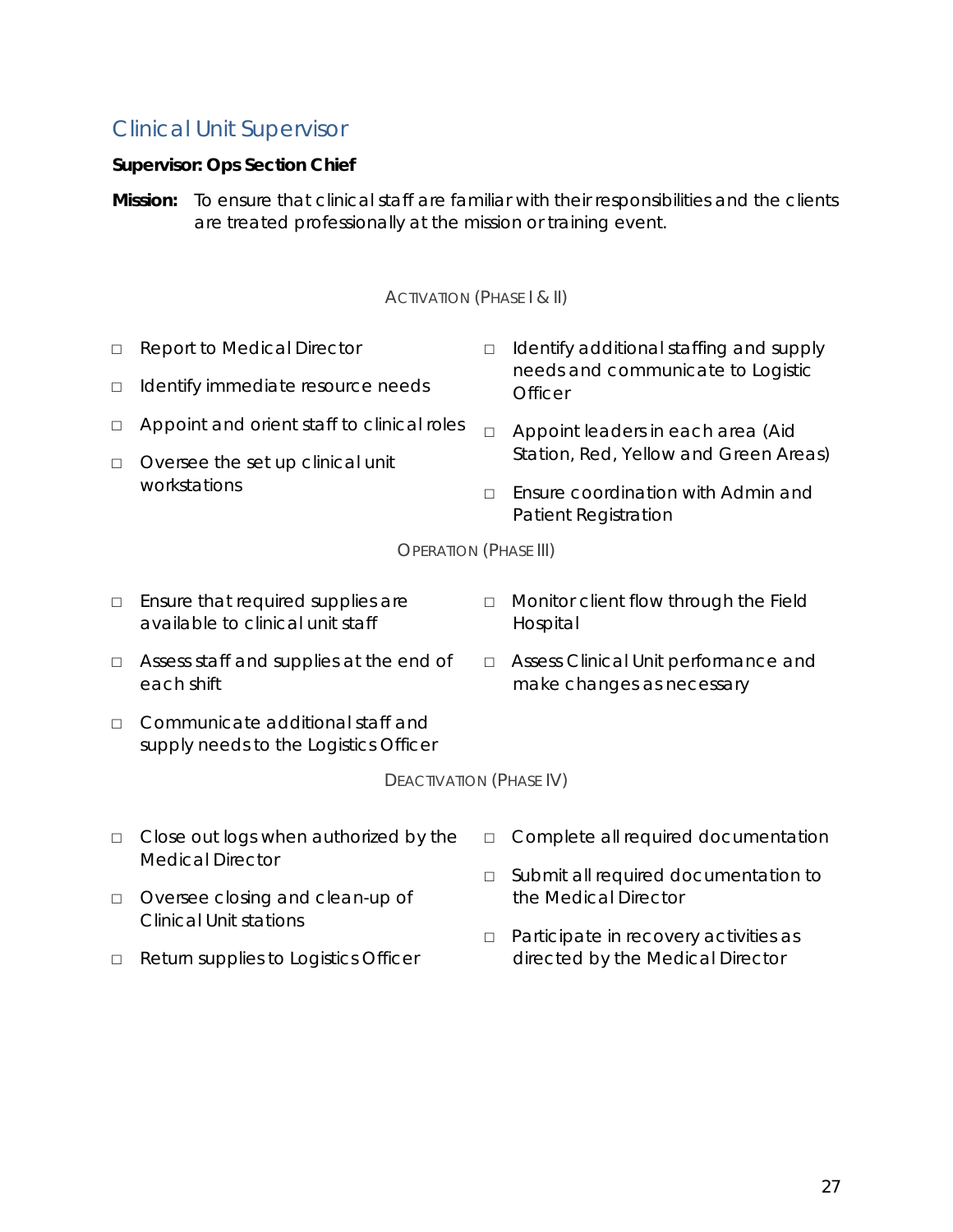## Clinical Unit Supervisor

**Supervisor: Ops Section Chief**

**Mission:** To ensure that clinical staff are familiar with their responsibilities and the clients are treated professionally at the mission or training event.

### Activation (Phase I & II)

- □ Report to Medical Director
- □ Identify immediate resource needs
- □ Appoint and orient staff to clinical roles
- □ Oversee the set up clinical unit workstations
- □ Identify additional staffing and supply needs and communicate to Logistic Officer
- □ Appoint leaders in each area (Aid Station, Red, Yellow and Green Areas)
- □ Ensure coordination with Admin and Patient Registration

### Operation (Phase III)

- □ Ensure that required supplies are available to clinical unit staff
- □ Assess staff and supplies at the end of each shift
- □ Communicate additional staff and supply needs to the Logistics Officer
- □ Monitor client flow through the Field Hospital
- □ Assess Clinical Unit performance and make changes as necessary

### Deactivation (Phase IV)

- □ Close out logs when authorized by the Medical Director
- □ Oversee closing and clean-up of Clinical Unit stations
- □ Return supplies to Logistics Officer
- □ Complete all required documentation
- □ Submit all required documentation to the Medical Director
- □ Participate in recovery activities as directed by the Medical Director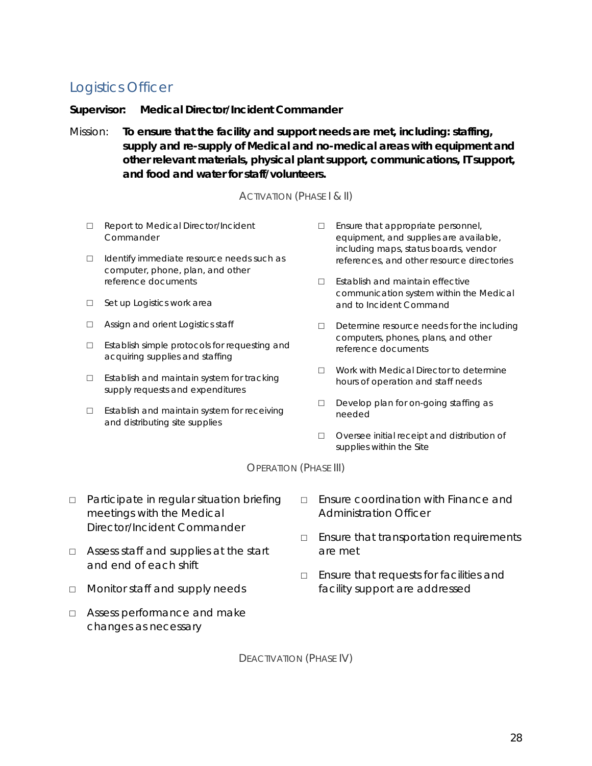## Logistics Officer

**Supervisor: Medical Director/Incident Commander**

Mission: **To ensure that the facility and support needs are met, including: staffing, supply and re-supply of Medical and no-medical areas with equipment and other relevant materials, physical plant support, communications, IT support, and food and water for staff/volunteers.**

### ACTIVATION (PHASE I & II)

- ☐ Report to Medical Director/Incident Commander
- ☐ Identify immediate resource needs such as computer, phone, plan, and other reference documents
- ☐ Set up Logistics work area
- ☐ Assign and orient Logistics staff
- ☐ Establish simple protocols for requesting and acquiring supplies and staffing
- ☐ Establish and maintain system for tracking supply requests and expenditures
- ☐ Establish and maintain system for receiving and distributing site supplies
- ☐ Ensure that appropriate personnel, equipment, and supplies are available, including maps, status boards, vendor references, and other resource directories
- ☐ Establish and maintain effective communication system within the Medical and to Incident Command
- ☐ Determine resource needs for the including computers, phones, plans, and other reference documents
- ☐ Work with Medical Director to determine hours of operation and staff needs
- ☐ Develop plan for on-going staffing as needed
- ☐ Oversee initial receipt and distribution of supplies within the Site

### OPERATION (PHASE III)

- ☐ Participate in regular situation briefing meetings with the Medical Director/Incident Commander
- ☐ Assess staff and supplies at the start and end of each shift
- ☐ Monitor staff and supply needs
- ☐ Assess performance and make changes as necessary
- ☐ Ensure coordination with Finance and Administration Officer
- ☐ Ensure that transportation requirements are met
- ☐ Ensure that requests for facilities and facility support are addressed

### DEACTIVATION (PHASE IV)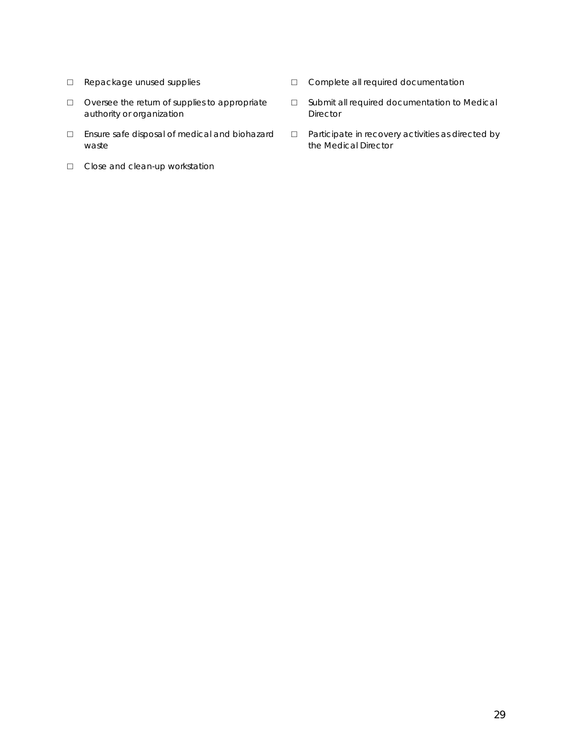- ☐ Repackage unused supplies
- ☐ Oversee the return of supplies to appropriate authority or organization
- ☐ Ensure safe disposal of medical and biohazard waste
- ☐ Close and clean-up workstation
- ☐ Complete all required documentation
- ☐ Submit all required documentation to Medical Director
- ☐ Participate in recovery activities as directed by the Medical Director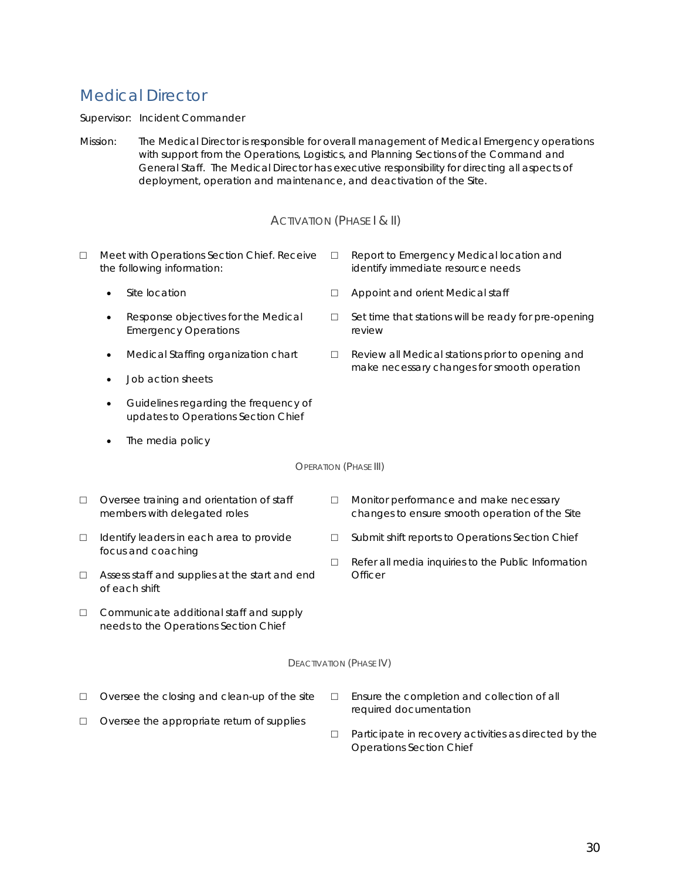## Medical Director

Supervisor: Incident Commander

Mission: The Medical Director is responsible for overall management of Medical Emergency operations with support from the Operations, Logistics, and Planning Sections of the Command and General Staff. The Medical Director has executive responsibility for directing all aspects of deployment, operation and maintenance, and deactivation of the Site.

### Activation (Phase I & II)

- ☐ Meet with Operations Section Chief. Receive the following information:
  - Site location
  - Response objectives for the Medical Emergency Operations
  - Medical Staffing organization chart
  - Job action sheets
  - Guidelines regarding the frequency of updates to Operations Section Chief
  - The media policy
- ☐ Report to Emergency Medical location and identify immediate resource needs
- ☐ Appoint and orient Medical staff
- ☐ Set time that stations will be ready for pre-opening review
- ☐ Review all Medical stations prior to opening and make necessary changes for smooth operation

### Operation (Phase III)

- ☐ Oversee training and orientation of staff members with delegated roles
- ☐ Identify leaders in each area to provide focus and coaching
- ☐ Assess staff and supplies at the start and end of each shift
- ☐ Communicate additional staff and supply needs to the Operations Section Chief
- ☐ Monitor performance and make necessary changes to ensure smooth operation of the Site
- ☐ Submit shift reports to Operations Section Chief
- ☐ Refer all media inquiries to the Public Information Officer

### Deactivation (Phase IV)

- ☐ Oversee the closing and clean-up of the site
- ☐ Oversee the appropriate return of supplies
- ☐ Ensure the completion and collection of all required documentation
- ☐ Participate in recovery activities as directed by the Operations Section Chief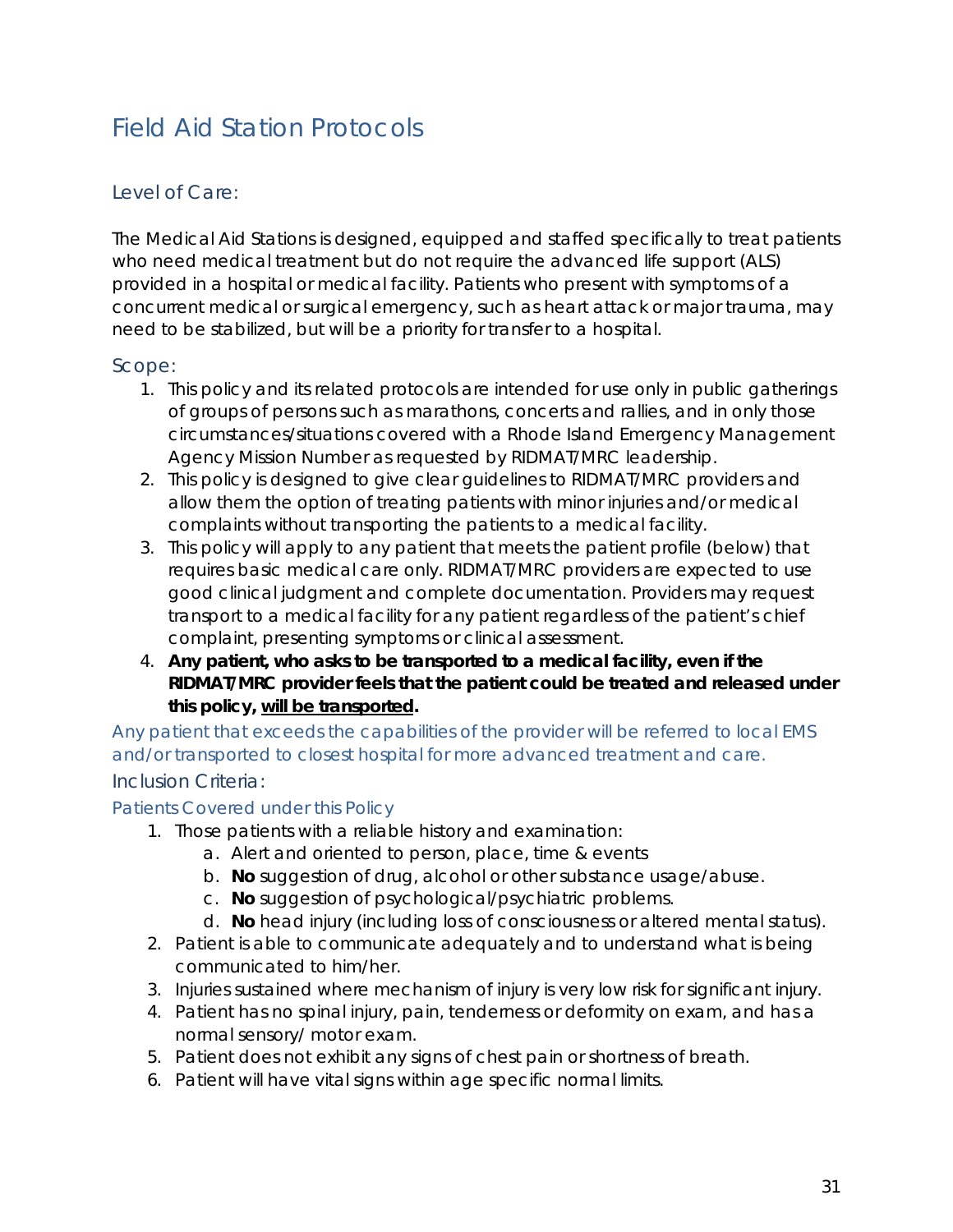# Field Aid Station Protocols

## Level of Care:

The Medical Aid Stations is designed, equipped and staffed specifically to treat patients who need medical treatment but do not require the advanced life support (ALS) provided in a hospital or medical facility. Patients who present with symptoms of a concurrent medical or surgical emergency, such as heart attack or major trauma, may need to be stabilized, but will be a priority for transfer to a hospital.

## Scope:

1. This policy and its related protocols are intended for use only in public gatherings of groups of persons such as marathons, concerts and rallies, and in only those circumstances/situations covered with a Rhode Island Emergency Management Agency Mission Number as requested by RIDMAT/MRC leadership.
2. This policy is designed to give clear guidelines to RIDMAT/MRC providers and allow them the option of treating patients with minor injuries and/or medical complaints without transporting the patients to a medical facility.
3. This policy will apply to any patient that meets the patient profile (below) that requires basic medical care only. RIDMAT/MRC providers are expected to use good clinical judgment and complete documentation. Providers may request transport to a medical facility for any patient regardless of the patient's chief complaint, presenting symptoms or clinical assessment.
4. **Any patient, who asks to be transported to a medical facility, even if the RIDMAT/MRC provider feels that the patient could be treated and released under this policy, <u>will be transported</u>.**

Any patient that exceeds the capabilities of the provider will be referred to local EMS and/or transported to closest hospital for more advanced treatment and care.

## Inclusion Criteria:

### Patients Covered under this Policy

1. Those patients with a reliable history and examination:
   a. Alert and oriented to person, place, time & events
   b. **No** suggestion of drug, alcohol or other substance usage/abuse.
   c. **No** suggestion of psychological/psychiatric problems.
   d. **No** head injury (including loss of consciousness or altered mental status).
2. Patient is able to communicate adequately and to understand what is being communicated to him/her.
3. Injuries sustained where mechanism of injury is very low risk for significant injury.
4. Patient has no spinal injury, pain, tenderness or deformity on exam, and has a normal sensory/ motor exam.
5. Patient does not exhibit any signs of chest pain or shortness of breath.
6. Patient will have vital signs within age specific normal limits.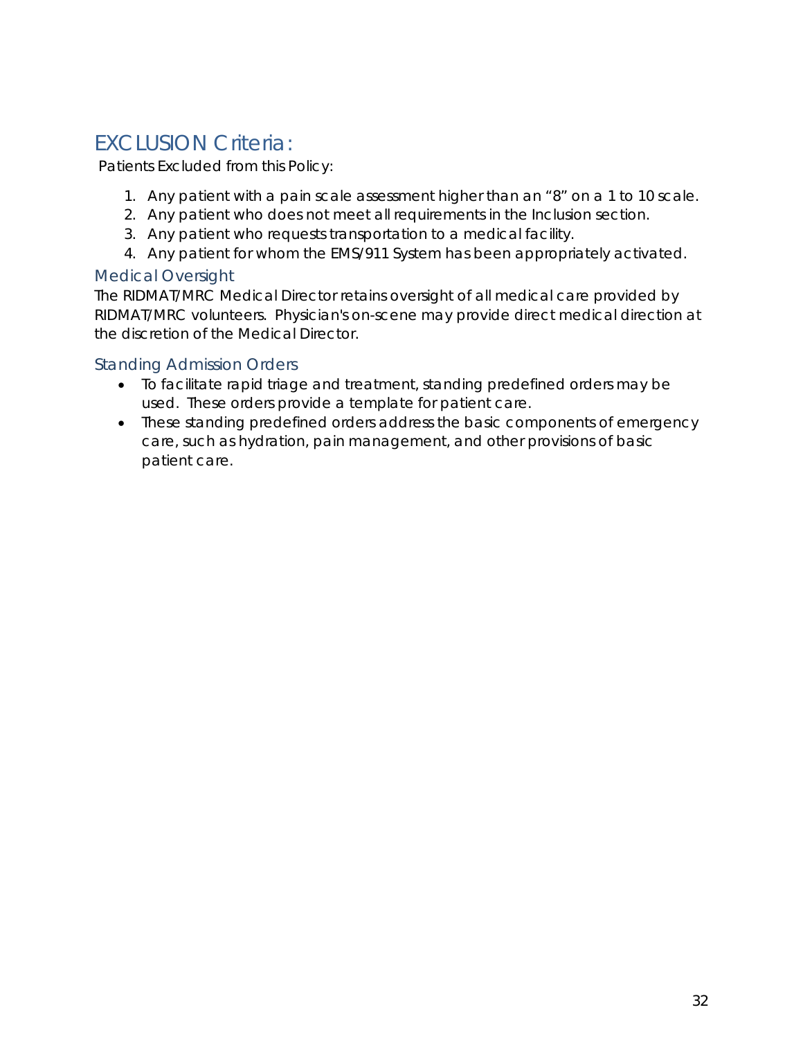## EXCLUSION Criteria:

Patients Excluded from this Policy:

1. Any patient with a pain scale assessment higher than an "8" on a 1 to 10 scale.
2. Any patient who does not meet all requirements in the Inclusion section.
3. Any patient who requests transportation to a medical facility.
4. Any patient for whom the EMS/911 System has been appropriately activated.

### Medical Oversight

The RIDMAT/MRC Medical Director retains oversight of all medical care provided by RIDMAT/MRC volunteers. Physician's on-scene may provide direct medical direction at the discretion of the Medical Director.

### Standing Admission Orders

- To facilitate rapid triage and treatment, standing predefined orders may be used. These orders provide a template for patient care.
- These standing predefined orders address the basic components of emergency care, such as hydration, pain management, and other provisions of basic patient care.